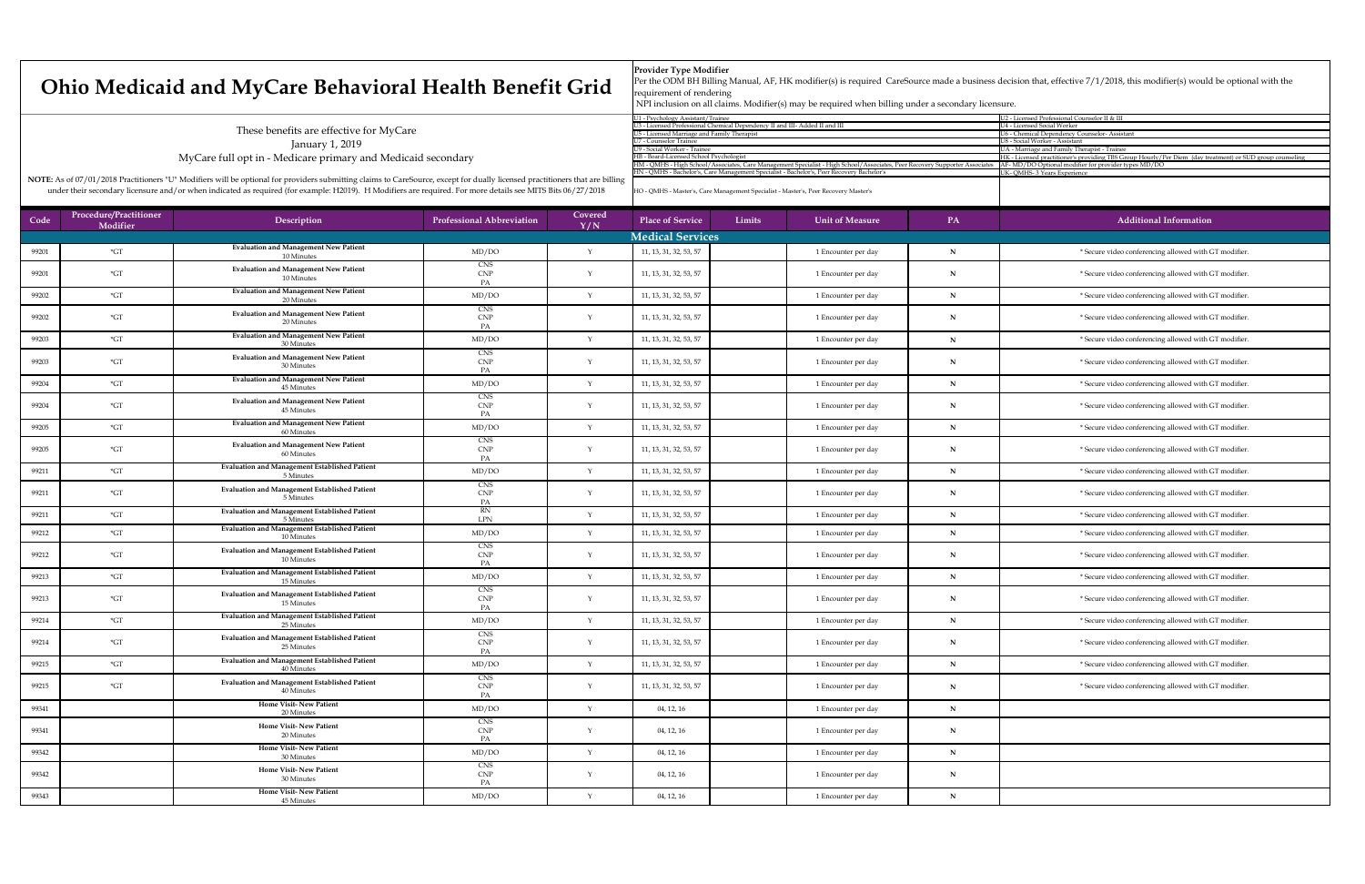# Ohio Medicaid and MyCare Behavioral Health Benefit Grid

These benefits are effective for MyCare
January 1, 2019
MyCare full opt in - Medicare primary and Medicaid secondary

**NOTE:** As of 07/01/2018 Practitioners "U" Modifiers will be optional for providers submitting claims to CareSource, except for dually licensed practitioners that are billing under their secondary licensure and/or when indicated as required (for example: H2019). H Modifiers are required. For more details see MITS Bits 06/27/2018

**Provider Type Modifier**
Per the ODM BH Billing Manual, AF, HK modifier(s) is required CareSource made a business decision that, effective 7/1/2018, this modifier(s) would be optional with the requirement of rendering
NPI inclusion on all claims. Modifier(s) may be required when billing under a secondary licensure.

- U1 - Psychology Assistant/Trainee
- U2 - Licensed Professional Counselor II & III
- U3 - Licensed Professional Chemical Dependency II and III- Added II and III
- U4 - Licensed Social Worker
- U5 - Licensed Marriage and Family Therapist
- U6 - Chemical Dependency Counselor- Assistant
- U7 - Counselor Trainee
- U8 - Social Worker - Assistant
- U9 - Social Worker - Trainee
- UA - Marriage and Family Therapist - Trainee
- HB - Board-Licensed School Psychologist
- HK - Licensed practitioner's providing TBS Group Hourly/Per Diem (day treatment) or SUD group counseling
- HM - QMHS - High School/Associates, Care Management Specialist - High School/Associates, Peer Recovery Supporter Associates
- AF- MD/DO Optional modifier for provider types MD/DO
- HN - QMHS - Bachelor's, Care Management Specialist - Bachelor's, Peer Recovery Bachelor's
- UK- QMHS- 3 Years Experience
- HO - QMHS - Master's, Care Management Specialist - Master's, Peer Recovery Master's

| Code | Procedure/Practitioner Modifier | Description | Professional Abbreviation | Covered Y/N | Place of Service | Limits | Unit of Measure | PA | Additional Information |
|---|---|---|---|---|---|---|---|---|---|
| **Medical Services** | | | | | | | | | |
| 99201 | *GT | Evaluation and Management New Patient 10 Minutes | MD/DO | Y | 11, 13, 31, 32, 53, 57 | | 1 Encounter per day | N | * Secure video conferencing allowed with GT modifier. |
| 99201 | *GT | Evaluation and Management New Patient 10 Minutes | CNS CNP PA | Y | 11, 13, 31, 32, 53, 57 | | 1 Encounter per day | N | * Secure video conferencing allowed with GT modifier. |
| 99202 | *GT | Evaluation and Management New Patient 20 Minutes | MD/DO | Y | 11, 13, 31, 32, 53, 57 | | 1 Encounter per day | N | * Secure video conferencing allowed with GT modifier. |
| 99202 | *GT | Evaluation and Management New Patient 20 Minutes | CNS CNP PA | Y | 11, 13, 31, 32, 53, 57 | | 1 Encounter per day | N | * Secure video conferencing allowed with GT modifier. |
| 99203 | *GT | Evaluation and Management New Patient 30 Minutes | MD/DO | Y | 11, 13, 31, 32, 53, 57 | | 1 Encounter per day | N | * Secure video conferencing allowed with GT modifier. |
| 99203 | *GT | Evaluation and Management New Patient 30 Minutes | CNS CNP PA | Y | 11, 13, 31, 32, 53, 57 | | 1 Encounter per day | N | * Secure video conferencing allowed with GT modifier. |
| 99204 | *GT | Evaluation and Management New Patient 45 Minutes | MD/DO | Y | 11, 13, 31, 32, 53, 57 | | 1 Encounter per day | N | * Secure video conferencing allowed with GT modifier. |
| 99204 | *GT | Evaluation and Management New Patient 45 Minutes | CNS CNP PA | Y | 11, 13, 31, 32, 53, 57 | | 1 Encounter per day | N | * Secure video conferencing allowed with GT modifier. |
| 99205 | *GT | Evaluation and Management New Patient 60 Minutes | MD/DO | Y | 11, 13, 31, 32, 53, 57 | | 1 Encounter per day | N | * Secure video conferencing allowed with GT modifier. |
| 99205 | *GT | Evaluation and Management New Patient 60 Minutes | CNS CNP PA | Y | 11, 13, 31, 32, 53, 57 | | 1 Encounter per day | N | * Secure video conferencing allowed with GT modifier. |
| 99211 | *GT | Evaluation and Management Established Patient 5 Minutes | MD/DO | Y | 11, 13, 31, 32, 53, 57 | | 1 Encounter per day | N | * Secure video conferencing allowed with GT modifier. |
| 99211 | *GT | Evaluation and Management Established Patient 5 Minutes | CNS CNP PA | Y | 11, 13, 31, 32, 53, 57 | | 1 Encounter per day | N | * Secure video conferencing allowed with GT modifier. |
| 99211 | *GT | Evaluation and Management Established Patient 5 Minutes | RN LPN | Y | 11, 13, 31, 32, 53, 57 | | 1 Encounter per day | N | * Secure video conferencing allowed with GT modifier. |
| 99212 | *GT | Evaluation and Management Established Patient 10 Minutes | MD/DO | Y | 11, 13, 31, 32, 53, 57 | | 1 Encounter per day | N | * Secure video conferencing allowed with GT modifier. |
| 99212 | *GT | Evaluation and Management Established Patient 10 Minutes | CNS CNP PA | Y | 11, 13, 31, 32, 53, 57 | | 1 Encounter per day | N | * Secure video conferencing allowed with GT modifier. |
| 99213 | *GT | Evaluation and Management Established Patient 15 Minutes | MD/DO | Y | 11, 13, 31, 32, 53, 57 | | 1 Encounter per day | N | * Secure video conferencing allowed with GT modifier. |
| 99213 | *GT | Evaluation and Management Established Patient 15 Minutes | CNS CNP PA | Y | 11, 13, 31, 32, 53, 57 | | 1 Encounter per day | N | * Secure video conferencing allowed with GT modifier. |
| 99214 | *GT | Evaluation and Management Established Patient 25 Minutes | MD/DO | Y | 11, 13, 31, 32, 53, 57 | | 1 Encounter per day | N | * Secure video conferencing allowed with GT modifier. |
| 99214 | *GT | Evaluation and Management Established Patient 25 Minutes | CNS CNP PA | Y | 11, 13, 31, 32, 53, 57 | | 1 Encounter per day | N | * Secure video conferencing allowed with GT modifier. |
| 99215 | *GT | Evaluation and Management Established Patient 40 Minutes | MD/DO | Y | 11, 13, 31, 32, 53, 57 | | 1 Encounter per day | N | * Secure video conferencing allowed with GT modifier. |
| 99215 | *GT | Evaluation and Management Established Patient 40 Minutes | CNS CNP PA | Y | 11, 13, 31, 32, 53, 57 | | 1 Encounter per day | N | * Secure video conferencing allowed with GT modifier. |
| 99341 | | Home Visit- New Patient 20 Minutes | MD/DO | Y | 04, 12, 16 | | 1 Encounter per day | N | |
| 99341 | | Home Visit- New Patient 20 Minutes | CNS CNP PA | Y | 04, 12, 16 | | 1 Encounter per day | N | |
| 99342 | | Home Visit- New Patient 30 Minutes | MD/DO | Y | 04, 12, 16 | | 1 Encounter per day | N | |
| 99342 | | Home Visit- New Patient 30 Minutes | CNS CNP PA | Y | 04, 12, 16 | | 1 Encounter per day | N | |
| 99343 | | Home Visit- New Patient 45 Minutes | MD/DO | Y | 04, 12, 16 | | 1 Encounter per day | N | |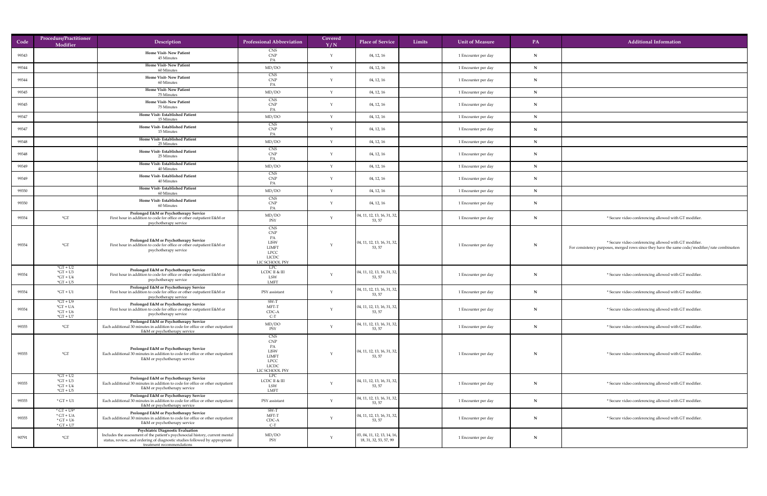| Code | Procedure/Practitioner Modifier | Description | Professional Abbreviation | Covered Y/N | Place of Service | Limits | Unit of Measure | PA | Additional Information |
|---|---|---|---|---|---|---|---|---|---|
| 99343 | | **Home Visit- New Patient** 45 Minutes | CNS CNP PA | Y | 04, 12, 16 | | 1 Encounter per day | N | |
| 99344 | | **Home Visit- New Patient** 60 Minutes | MD/DO | Y | 04, 12, 16 | | 1 Encounter per day | N | |
| 99344 | | **Home Visit- New Patient** 60 Minutes | CNS CNP PA | Y | 04, 12, 16 | | 1 Encounter per day | N | |
| 99345 | | **Home Visit- New Patient** 75 Minutes | MD/DO | Y | 04, 12, 16 | | 1 Encounter per day | N | |
| 99345 | | **Home Visit- New Patient** 75 Minutes | CNS CNP PA | Y | 04, 12, 16 | | 1 Encounter per day | N | |
| 99347 | | **Home Visit- Established Patient** 15 Minutes | MD/DO | Y | 04, 12, 16 | | 1 Encounter per day | N | |
| 99347 | | **Home Visit- Established Patient** 15 Minutes | CNS CNP PA | Y | 04, 12, 16 | | 1 Encounter per day | N | |
| 99348 | | **Home Visit- Established Patient** 25 Minutes | MD/DO | Y | 04, 12, 16 | | 1 Encounter per day | N | |
| 99348 | | **Home Visit- Established Patient** 25 Minutes | CNS CNP PA | Y | 04, 12, 16 | | 1 Encounter per day | N | |
| 99349 | | **Home Visit- Established Patient** 40 Minutes | MD/DO | Y | 04, 12, 16 | | 1 Encounter per day | N | |
| 99349 | | **Home Visit- Established Patient** 40 Minutes | CNS CNP PA | Y | 04, 12, 16 | | 1 Encounter per day | N | |
| 99350 | | **Home Visit- Established Patient** 60 Minutes | MD/DO | Y | 04, 12, 16 | | 1 Encounter per day | N | |
| 99350 | | **Home Visit- Established Patient** 60 Minutes | CNS CNP PA | Y | 04, 12, 16 | | 1 Encounter per day | N | |
| 99354 | *GT | **Prolonged E&M or Psychotherapy Service** First hour in addition to code for office or other outpatient E&M or psychotherapy service | MD/DO PSY | Y | 04, 11, 12, 13, 16, 31, 32, 53, 57 | | 1 Encounter per day | N | * Secure video conferencing allowed with GT modifier. |
| 99354 | *GT | **Prolonged E&M or Psychotherapy Service** First hour in addition to code for office or other outpatient E&M or psychotherapy service | CNS CNP PA LISW LIMFT LPCC LICDC LIC SCHOOL PSY | Y | 04, 11, 12, 13, 16, 31, 32, 53, 57 | | 1 Encounter per day | N | * Secure video conferencing allowed with GT modifier. For consistency purposes, merged rows since they have the same code/modifier/rate combination |
| 99354 | *GT + U2 *GT + U3 *GT + U4 *GT + U5 | **Prolonged E&M or Psychotherapy Service** First hour in addition to code for office or other outpatient E&M or psychotherapy service | LPC LCDC II & III LSW LMFT | Y | 04, 11, 12, 13, 16, 31, 32, 53, 57 | | 1 Encounter per day | N | * Secure video conferencing allowed with GT modifier. |
| 99354 | *GT + U1 | **Prolonged E&M or Psychotherapy Service** First hour in addition to code for office or other outpatient E&M or psychotherapy service | PSY assistant | Y | 04, 11, 12, 13, 16, 31, 32, 53, 57 | | 1 Encounter per day | N | * Secure video conferencing allowed with GT modifier. |
| 99354 | *GT + U9 *GT + UA *GT + U6 *GT + U7 | **Prolonged E&M or Psychotherapy Service** First hour in addition to code for office or other outpatient E&M or psychotherapy service | SW-T MFT-T CDC-A C-T | Y | 04, 11, 12, 13, 16, 31, 32, 53, 57 | | 1 Encounter per day | N | * Secure video conferencing allowed with GT modifier. |
| 99355 | *GT | **Prolonged E&M or Psychotherapy Service** Each additional 30 minutes in addition to code for office or other outpatient E&M or psychotherapy service | MD/DO PSY | Y | 04, 11, 12, 13, 16, 31, 32, 53, 57 | | 1 Encounter per day | N | * Secure video conferencing allowed with GT modifier. |
| 99355 | *GT | **Prolonged E&M or Psychotherapy Service** Each additional 30 minutes in addition to code for office or other outpatient E&M or psychotherapy service | CNS CNP PA LISW LIMFT LPCC LICDC LIC SCHOOL PSY | Y | 04, 11, 12, 13, 16, 31, 32, 53, 57 | | 1 Encounter per day | N | * Secure video conferencing allowed with GT modifier. |
| 99355 | *GT + U2 *GT + U3 *GT + U4 *GT + U5 | **Prolonged E&M or Psychotherapy Service** Each additional 30 minutes in addition to code for office or other outpatient E&M or psychotherapy service | LPC LCDC II & III LSW LMFT | Y | 04, 11, 12, 13, 16, 31, 32, 53, 57 | | 1 Encounter per day | N | * Secure video conferencing allowed with GT modifier. |
| 99355 | * GT + U1 | **Prolonged E&M or Psychotherapy Service** Each additional 30 minutes in addition to code for office or other outpatient E&M or psychotherapy service | PSY assistant | Y | 04, 11, 12, 13, 16, 31, 32, 53, 57 | | 1 Encounter per day | N | * Secure video conferencing allowed with GT modifier. |
| 99355 | * GT + U9* * GT + UA * GT + U6 * GT + U7 | **Prolonged E&M or Psychotherapy Service** Each additional 30 minutes in addition to code for office or other outpatient E&M or psychotherapy service | SW-T MFT-T CDC-A C-T | Y | 04, 11, 12, 13, 16, 31, 32, 53, 57 | | 1 Encounter per day | N | * Secure video conferencing allowed with GT modifier. |
| 90791 | *GT | **Psychiatric Diagnostic Evaluation** Includes the assessment of the patient's psychosocial history, current mental status, review, and ordering of diagnostic studies followed by appropriate treatment recommendations | MD/DO PSY | Y | 03, 04, 11, 12, 13, 14, 16, 18, 31, 32, 53, 57, 99 | | 1 Encounter per day | N | |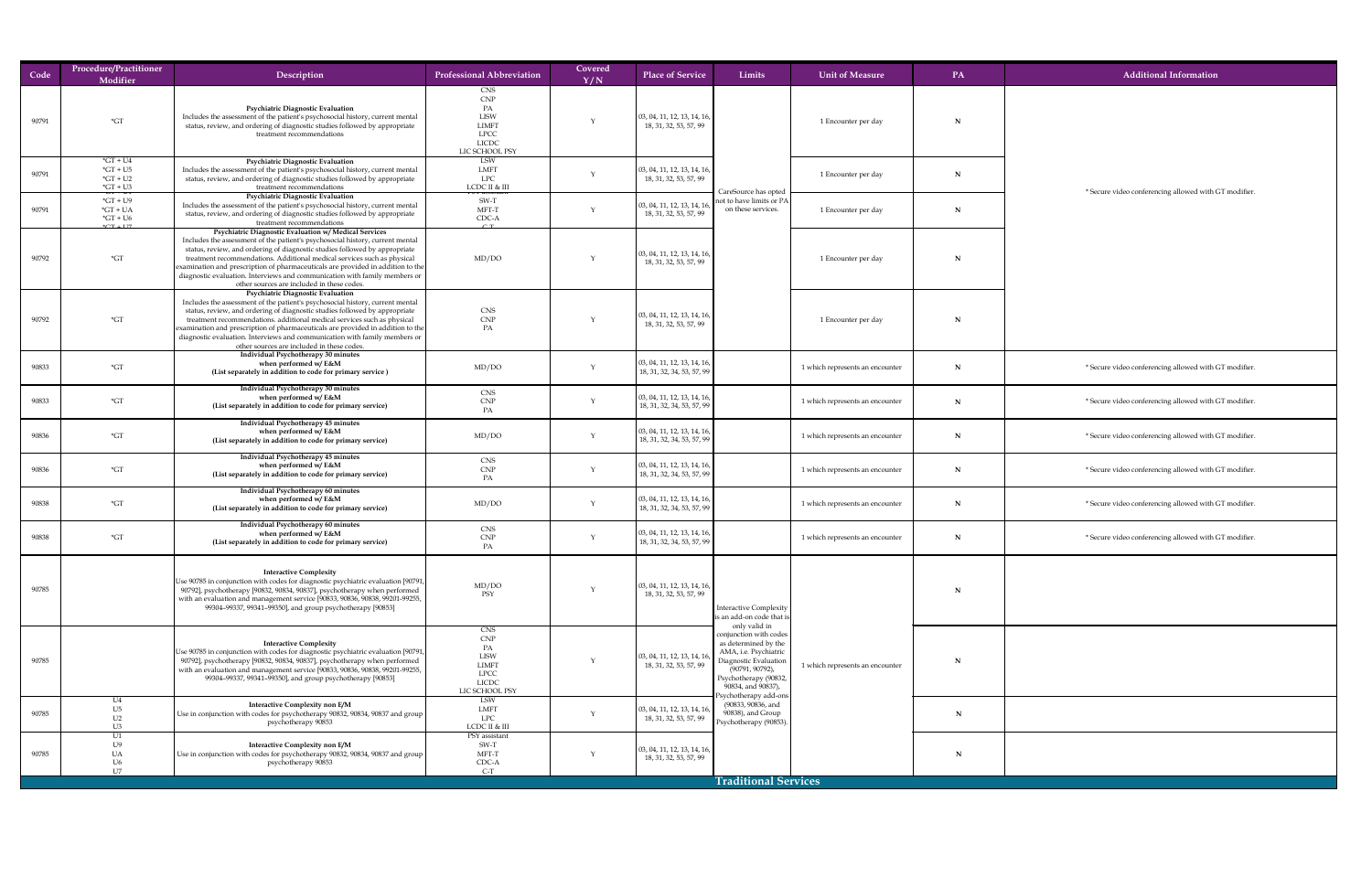| Code | Procedure/Practitioner Modifier | Description | Professional Abbreviation | Covered Y/N | Place of Service | Limits | Unit of Measure | PA | Additional Information |
|---|---|---|---|---|---|---|---|---|---|
| 90791 | *GT | **Psychiatric Diagnostic Evaluation** Includes the assessment of the patient's psychosocial history, current mental status, review, and ordering of diagnostic studies followed by appropriate treatment recommendations | CNS CNP PA LISW LIMFT LPCC LICDC LIC SCHOOL PSY | Y | 03, 04, 11, 12, 13, 14, 16, 18, 31, 32, 53, 57, 99 | CareSource has opted not to have limits or PA on these services. | 1 Encounter per day | N | * Secure video conferencing allowed with GT modifier. |
| 90791 | *GT + U4 *GT + U5 *GT + U2 *GT + U3 | **Psychiatric Diagnostic Evaluation** Includes the assessment of the patient's psychosocial history, current mental status, review, and ordering of diagnostic studies followed by appropriate treatment recommendations | LSW LMFT LPC LCDC II & III | Y | 03, 04, 11, 12, 13, 14, 16, 18, 31, 32, 53, 57, 99 | | 1 Encounter per day | N | |
| 90791 | *GT + U9 *GT + UA *GT + U6 *GT + U7 | **Psychiatric Diagnostic Evaluation** Includes the assessment of the patient's psychosocial history, current mental status, review, and ordering of diagnostic studies followed by appropriate treatment recommendations | SW-T MFT-T CDC-A C-T | Y | 03, 04, 11, 12, 13, 14, 16, 18, 31, 32, 53, 57, 99 | | 1 Encounter per day | N | |
| 90792 | *GT | **Psychiatric Diagnostic Evaluation w/ Medical Services** Includes the assessment of the patient's psychosocial history, current mental status, review and ordering of diagnostic studies followed by appropriate treatment recommendations. Additional medical services such as physical examination and prescription of pharmaceuticals are provided in addition to the diagnostic evaluation. Interviews and communication with family members or other sources are included in these codes. | MD/DO | Y | 03, 04, 11, 12, 13, 14, 16, 18, 31, 32, 53, 57, 99 | | 1 Encounter per day | N | |
| 90792 | *GT | **Psychiatric Diagnostic Evaluation** Includes the assessment of the patient's psychosocial history, current mental status, review and ordering of diagnostic studies followed by appropriate treatment recommendations. additional medical services such as physical examination and prescription of pharmaceuticals are provided in addition to the diagnostic evaluation. Interviews and communication with family members or other sources are included in these codes. | CNS CNP PA | Y | 03, 04, 11, 12, 13, 14, 16, 18, 31, 32, 53, 57, 99 | | 1 Encounter per day | N | |
| 90833 | *GT | **Individual Psychotherapy 30 minutes when performed w/ E&M (List separately in addition to code for primary service )** | MD/DO | Y | 03, 04, 11, 12, 13, 14, 16, 18, 31, 32, 34, 53, 57, 99 | | 1 which represents an encounter | N | * Secure video conferencing allowed with GT modifier. |
| 90833 | *GT | **Individual Psychotherapy 30 minutes when performed w/ E&M (List separately in addition to code for primary service)** | CNS CNP PA | Y | 03, 04, 11, 12, 13, 14, 16, 18, 31, 32, 34, 53, 57, 99 | | 1 which represents an encounter | N | * Secure video conferencing allowed with GT modifier. |
| 90836 | *GT | **Individual Psychotherapy 45 minutes when performed w/ E&M (List separately in addition to code for primary service)** | MD/DO | Y | 03, 04, 11, 12, 13, 14, 16, 18, 31, 32, 34, 53, 57, 99 | | 1 which represents an encounter | N | * Secure video conferencing allowed with GT modifier. |
| 90836 | *GT | **Individual Psychotherapy 45 minutes when performed w/ E&M (List separately in addition to code for primary service)** | CNS CNP PA | Y | 03, 04, 11, 12, 13, 14, 16, 18, 31, 32, 34, 53, 57, 99 | | 1 which represents an encounter | N | * Secure video conferencing allowed with GT modifier. |
| 90838 | *GT | **Individual Psychotherapy 60 minutes when performed w/ E&M (List separately in addition to code for primary service)** | MD/DO | Y | 03, 04, 11, 12, 13, 14, 16, 18, 31, 32, 34, 53, 57, 99 | | 1 which represents an encounter | N | * Secure video conferencing allowed with GT modifier. |
| 90838 | *GT | **Individual Psychotherapy 60 minutes when performed w/ E&M (List separately in addition to code for primary service)** | CNS CNP PA | Y | 03, 04, 11, 12, 13, 14, 16, 18, 31, 32, 34, 53, 57, 99 | | 1 which represents an encounter | N | * Secure video conferencing allowed with GT modifier. |
| 90785 | | **Interactive Complexity** Use 90785 in conjunction with codes for diagnostic psychiatric evaluation [90791, 90792], psychotherapy [90832, 90834, 90837], psychotherapy when performed with an evaluation and management service [90833, 90836, 90838, 99201-99255, 99304-99337, 99341-99350], and group psychotherapy [90853] | MD/DO PSY | Y | 03, 04, 11, 12, 13, 14, 16, 18, 31, 32, 53, 57, 99 | Interactive Complexity is an add-on code that is only valid in conjunction with codes as determined by the AMA, i.e. Psychiatric Diagnostic Evaluation (90791, 90792), Psychotherapy (90832, 90834, and 90837), Psychotherapy add-ons (90833, 90836, and 90838), and Group Psychotherapy (90853). | 1 which represents an encounter | N | |
| 90785 | | **Interactive Complexity** Use 90785 in conjunction with codes for diagnostic psychiatric evaluation [90791, 90792], psychotherapy [90832, 90834, 90837], psychotherapy when performed with an evaluation and management service [90833, 90836, 90838, 99201-99255, 99304-99337, 99341-99350], and group psychotherapy [90853] | CNS CNP PA LISW LIMFT LPCC LICDC LIC SCHOOL PSY | Y | 03, 04, 11, 12, 13, 14, 16, 18, 31, 32, 53, 57, 99 | | | N | |
| 90785 | U4 U5 U2 U3 | **Interactive Complexity non E/M** Use in conjunction with codes for psychotherapy 90832, 90834, 90837 and group psychotherapy 90853 | LSW LMFT LPC LCDC II & III | Y | 03, 04, 11, 12, 13, 14, 16, 18, 31, 32, 53, 57, 99 | | | N | |
| 90785 | U1 U9 UA U6 U7 | **Interactive Complexity non E/M** Use in conjunction with codes for psychotherapy 90832, 90834, 90837 and group psychotherapy 90853 | PSY assistant SW-T MFT-T CDC-A C-T | Y | 03, 04, 11, 12, 13, 14, 16, 18, 31, 32, 53, 57, 99 | | | N | |

**Traditional Services**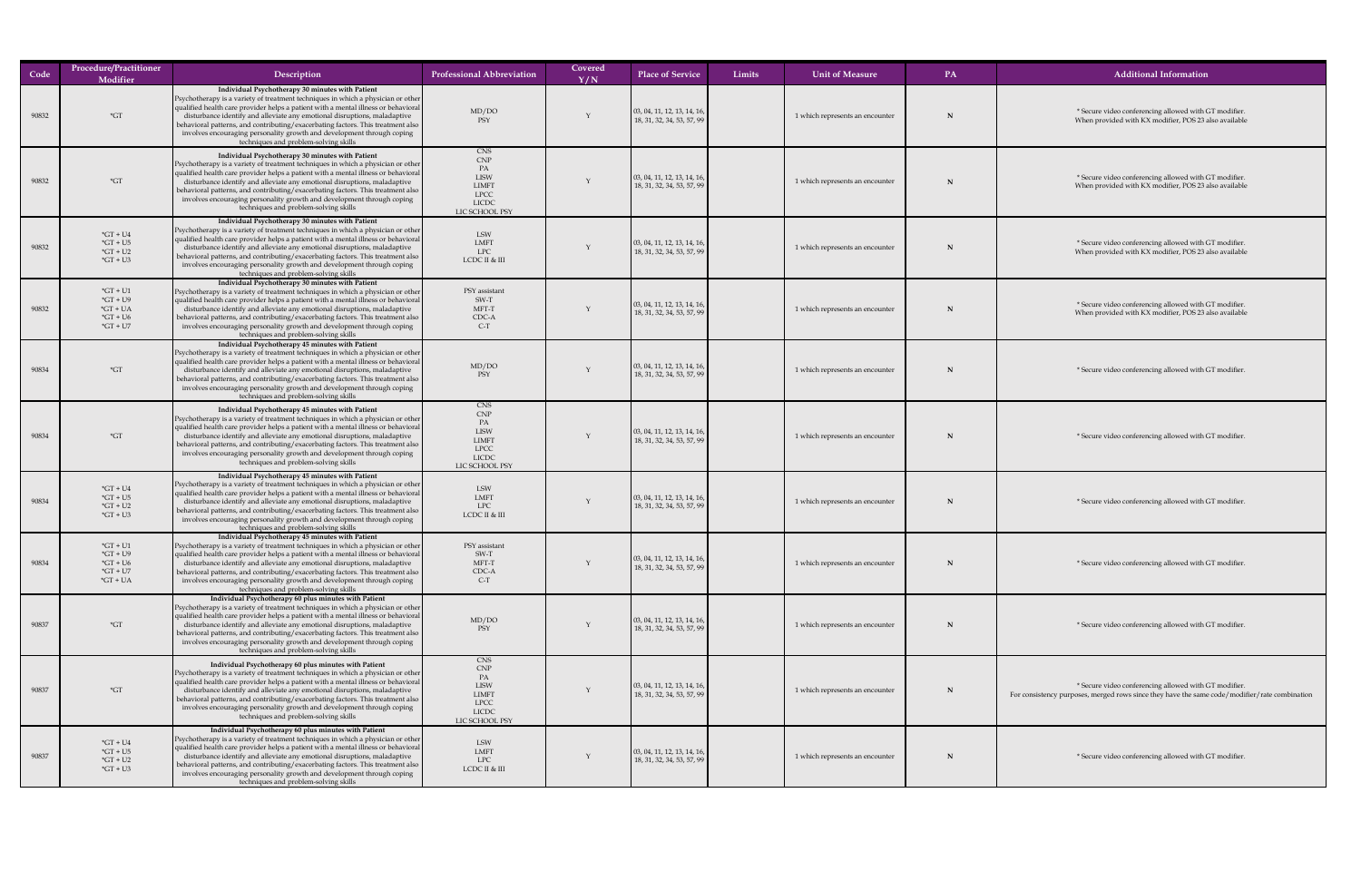| Code | Procedure/Practitioner Modifier | Description | Professional Abbreviation | Covered Y/N | Place of Service | Limits | Unit of Measure | PA | Additional Information |
|---|---|---|---|---|---|---|---|---|---|
| 90832 | *GT | **Individual Psychotherapy 30 minutes with Patient** Psychotherapy is a variety of treatment techniques in which a physician or other qualified health care provider helps a patient with a mental illness or behavioral disturbance identify and alleviate any emotional disruptions, maladaptive behavioral patterns, and contributing/exacerbating factors. This treatment also involves encouraging personality growth and development through coping techniques and problem-solving skills | MD/DO<br>PSY | Y | 03, 04, 11, 12, 13, 14, 16, 18, 31, 32, 34, 53, 57, 99 | | 1 which represents an encounter | N | * Secure video conferencing allowed with GT modifier. When provided with KX modifier, POS 23 also available |
| 90832 | *GT | **Individual Psychotherapy 30 minutes with Patient** Psychotherapy is a variety of treatment techniques in which a physician or other qualified health care provider helps a patient with a mental illness or behavioral disturbance identify and alleviate any emotional disruptions, maladaptive behavioral patterns, and contributing/exacerbating factors. This treatment also involves encouraging personality growth and development through coping techniques and problem-solving skills | CNS<br>CNP<br>PA<br>LISW<br>LIMFT<br>LPCC<br>LICDC<br>LIC SCHOOL PSY | Y | 03, 04, 11, 12, 13, 14, 16, 18, 31, 32, 34, 53, 57, 99 | | 1 which represents an encounter | N | * Secure video conferencing allowed with GT modifier. When provided with KX modifier, POS 23 also available |
| 90832 | *GT + U4<br>*GT + U5<br>*GT + U2<br>*GT + U3 | **Individual Psychotherapy 30 minutes with Patient** Psychotherapy is a variety of treatment techniques in which a physician or other qualified health care provider helps a patient with a mental illness or behavioral disturbance identify and alleviate any emotional disruptions, maladaptive behavioral patterns, and contributing/exacerbating factors. This treatment also involves encouraging personality growth and development through coping techniques and problem-solving skills | LSW<br>LMFT<br>LPC<br>LCDC II & III | Y | 03, 04, 11, 12, 13, 14, 16, 18, 31, 32, 34, 53, 57, 99 | | 1 which represents an encounter | N | * Secure video conferencing allowed with GT modifier. When provided with KX modifier, POS 23 also available |
| 90832 | *GT + U1<br>*GT + U9<br>*GT + UA<br>*GT + U6<br>*GT + U7 | **Individual Psychotherapy 30 minutes with Patient** Psychotherapy is a variety of treatment techniques in which a physician or other qualified health care provider helps a patient with a mental illness or behavioral disturbance identify and alleviate any emotional disruptions, maladaptive behavioral patterns, and contributing/exacerbating factors. This treatment also involves encouraging personality growth and development through coping techniques and problem-solving skills | PSY assistant<br>SW-T<br>MFT-T<br>CDC-A<br>C-T | Y | 03, 04, 11, 12, 13, 14, 16, 18, 31, 32, 34, 53, 57, 99 | | 1 which represents an encounter | N | * Secure video conferencing allowed with GT modifier. When provided with KX modifier, POS 23 also available |
| 90834 | *GT | **Individual Psychotherapy 45 minutes with Patient** Psychotherapy is a variety of treatment techniques in which a physician or other qualified health care provider helps a patient with a mental illness or behavioral disturbance identify and alleviate any emotional disruptions, maladaptive behavioral patterns, and contributing/exacerbating factors. This treatment also involves encouraging personality growth and development through coping techniques and problem-solving skills | MD/DO<br>PSY | Y | 03, 04, 11, 12, 13, 14, 16, 18, 31, 32, 34, 53, 57, 99 | | 1 which represents an encounter | N | * Secure video conferencing allowed with GT modifier. |
| 90834 | *GT | **Individual Psychotherapy 45 minutes with Patient** Psychotherapy is a variety of treatment techniques in which a physician or other qualified health care provider helps a patient with a mental illness or behavioral disturbance identify and alleviate any emotional disruptions, maladaptive behavioral patterns, and contributing/exacerbating factors. This treatment also involves encouraging personality growth and development through coping techniques and problem-solving skills | CNS<br>CNP<br>PA<br>LISW<br>LIMFT<br>LPCC<br>LICDC<br>LIC SCHOOL PSY | Y | 03, 04, 11, 12, 13, 14, 16, 18, 31, 32, 34, 53, 57, 99 | | 1 which represents an encounter | N | * Secure video conferencing allowed with GT modifier. |
| 90834 | *GT + U4<br>*GT + U5<br>*GT + U2<br>*GT + U3 | **Individual Psychotherapy 45 minutes with Patient** Psychotherapy is a variety of treatment techniques in which a physician or other qualified health care provider helps a patient with a mental illness or behavioral disturbance identify and alleviate any emotional disruptions, maladaptive behavioral patterns, and contributing/exacerbating factors. This treatment also involves encouraging personality growth and development through coping techniques and problem-solving skills | LSW<br>LMFT<br>LPC<br>LCDC II & III | Y | 03, 04, 11, 12, 13, 14, 16, 18, 31, 32, 34, 53, 57, 99 | | 1 which represents an encounter | N | * Secure video conferencing allowed with GT modifier. |
| 90834 | *GT + U1<br>*GT + U9<br>*GT + U6<br>*GT + U7<br>*GT + UA | **Individual Psychotherapy 45 minutes with Patient** Psychotherapy is a variety of treatment techniques in which a physician or other qualified health care provider helps a patient with a mental illness or behavioral disturbance identify and alleviate any emotional disruptions, maladaptive behavioral patterns, and contributing/exacerbating factors. This treatment also involves encouraging personality growth and development through coping techniques and problem-solving skills | PSY assistant<br>SW-T<br>MFT-T<br>CDC-A<br>C-T | Y | 03, 04, 11, 12, 13, 14, 16, 18, 31, 32, 34, 53, 57, 99 | | 1 which represents an encounter | N | * Secure video conferencing allowed with GT modifier. |
| 90837 | *GT | **Individual Psychotherapy 60 plus minutes with Patient** Psychotherapy is a variety of treatment techniques in which a physician or other qualified health care provider helps a patient with a mental illness or behavioral disturbance identify and alleviate any emotional disruptions, maladaptive behavioral patterns, and contributing/exacerbating factors. This treatment also involves encouraging personality growth and development through coping techniques and problem-solving skills | MD/DO<br>PSY | Y | 03, 04, 11, 12, 13, 14, 16, 18, 31, 32, 34, 53, 57, 99 | | 1 which represents an encounter | N | * Secure video conferencing allowed with GT modifier. |
| 90837 | *GT | **Individual Psychotherapy 60 plus minutes with Patient** Psychotherapy is a variety of treatment techniques in which a physician or other qualified health care provider helps a patient with a mental illness or behavioral disturbance identify and alleviate any emotional disruptions, maladaptive behavioral patterns, and contributing/exacerbating factors. This treatment also involves encouraging personality growth and development through coping techniques and problem-solving skills | CNS<br>CNP<br>PA<br>LISW<br>LIMFT<br>LPCC<br>LICDC<br>LIC SCHOOL PSY | Y | 03, 04, 11, 12, 13, 14, 16, 18, 31, 32, 34, 53, 57, 99 | | 1 which represents an encounter | N | * Secure video conferencing allowed with GT modifier. For consistency purposes, merged rows since they have the same code/modifier/rate combination |
| 90837 | *GT + U4<br>*GT + U5<br>*GT + U2<br>*GT + U3 | **Individual Psychotherapy 60 plus minutes with Patient** Psychotherapy is a variety of treatment techniques in which a physician or other qualified health care provider helps a patient with a mental illness or behavioral disturbance identify and alleviate any emotional disruptions, maladaptive behavioral patterns, and contributing/exacerbating factors. This treatment also involves encouraging personality growth and development through coping techniques and problem-solving skills | LSW<br>LMFT<br>LPC<br>LCDC II & III | Y | 03, 04, 11, 12, 13, 14, 16, 18, 31, 32, 34, 53, 57, 99 | | 1 which represents an encounter | N | * Secure video conferencing allowed with GT modifier. |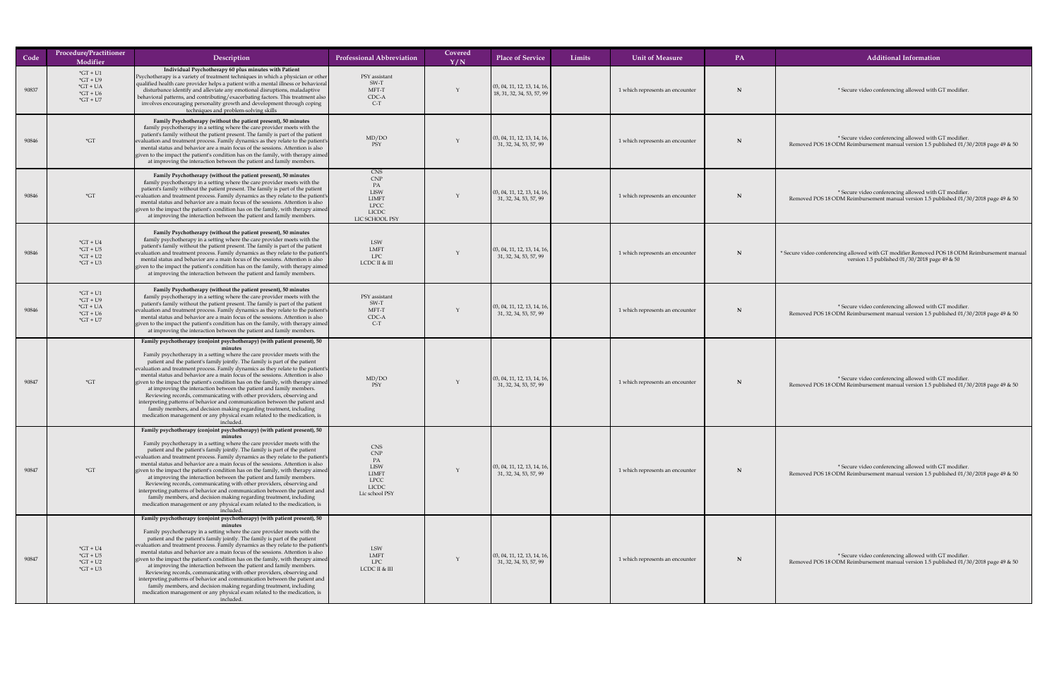| Code | Procedure/Practitioner Modifier | Description | Professional Abbreviation | Covered Y/N | Place of Service | Limits | Unit of Measure | PA | Additional Information |
|---|---|---|---|---|---|---|---|---|---|
| 90837 | *GT + U1<br>*GT + U9<br>*GT + UA<br>*GT + U6<br>*GT + U7 | **Individual Psychotherapy 60 plus minutes with Patient**<br>Psychotherapy is a variety of treatment techniques in which a physician or other qualified health care provider helps a patient with a mental illness or behavioral disturbance identify and alleviate any emotional disruptions, maladaptive behavioral patterns, and contributing/exacerbating factors. This treatment also involves encouraging personality growth and development through coping techniques and problem-solving skills | PSY assistant<br>SW-T<br>MFT-T<br>CDC-A<br>C-T | Y | 03, 04, 11, 12, 13, 14, 16, 18, 31, 32, 34, 53, 57, 99 | | 1 which represents an encounter | N | * Secure video conferencing allowed with GT modifier. |
| 90846 | *GT | **Family Psychotherapy (without the patient present), 50 minutes**<br>family psychotherapy in a setting where the care provider meets with the patient's family without the patient present. The family is part of the patient evaluation and treatment process. Family dynamics as they relate to the patient's mental status and behavior are a main focus of the sessions. Attention is also given to the impact the patient's condition has on the family, with therapy aimed at improving the interaction between the patient and family members. | MD/DO<br>PSY | Y | 03, 04, 11, 12, 13, 14, 16, 31, 32, 34, 53, 57, 99 | | 1 which represents an encounter | N | * Secure video conferencing allowed with GT modifier.<br>Removed POS 18 ODM Reimbursement manual version 1.5 published 01/30/2018 page 49 & 50 |
| 90846 | *GT | **Family Psychotherapy (without the patient present), 50 minutes**<br>family psychotherapy in a setting where the care provider meets with the patient's family without the patient present. The family is part of the patient evaluation and treatment process. Family dynamics as they relate to the patient's mental status and behavior are a main focus of the sessions. Attention is also given to the impact the patient's condition has on the family, with therapy aimed at improving the interaction between the patient and family members. | CNS<br>CNP<br>PA<br>LISW<br>LIMFT<br>LPCC<br>LICDC<br>LIC SCHOOL PSY | Y | 03, 04, 11, 12, 13, 14, 16, 31, 32, 34, 53, 57, 99 | | 1 which represents an encounter | N | * Secure video conferencing allowed with GT modifier.<br>Removed POS 18 ODM Reimbursement manual version 1.5 published 01/30/2018 page 49 & 50 |
| 90846 | *GT + U4<br>*GT + U5<br>*GT + U2<br>*GT + U3 | **Family Psychotherapy (without the patient present), 50 minutes**<br>family psychotherapy in a setting where the care provider meets with the patient's family without the patient present. The family is part of the patient evaluation and treatment process. Family dynamics as they relate to the patient's mental status and behavior are a main focus of the sessions. Attention is also given to the impact the patient's condition has on the family, with therapy aimed at improving the interaction between the patient and family members. | LSW<br>LMFT<br>LPC<br>LCDC II & III | Y | 03, 04, 11, 12, 13, 14, 16, 31, 32, 34, 53, 57, 99 | | 1 which represents an encounter | N | * Secure video conferencing allowed with GT modifier.Removed POS 18 ODM Reimbursement manual version 1.5 published 01/30/2018 page 49 & 50 |
| 90846 | *GT + U1<br>*GT + U9<br>*GT + UA<br>*GT + U6<br>*GT + U7 | **Family Psychotherapy (without the patient present), 50 minutes**<br>family psychotherapy in a setting where the care provider meets with the patient's family without the patient present. The family is part of the patient evaluation and treatment process. Family dynamics as they relate to the patient's mental status and behavior are a main focus of the sessions. Attention is also given to the impact the patient's condition has on the family, with therapy aimed at improving the interaction between the patient and family members. | PSY assistant<br>SW-T<br>MFT-T<br>CDC-A<br>C-T | Y | 03, 04, 11, 12, 13, 14, 16, 31, 32, 34, 53, 57, 99 | | 1 which represents an encounter | N | * Secure video conferencing allowed with GT modifier.<br>Removed POS 18 ODM Reimbursement manual version 1.5 published 01/30/2018 page 49 & 50 |
| 90847 | *GT | **Family psychotherapy (conjoint psychotherapy) (with patient present), 50 minutes**<br>Family psychotherapy in a setting where the care provider meets with the patient and the patient's family jointly. The family is part of the patient evaluation and treatment process. Family dynamics as they relate to the patient's mental status and behavior are a main focus of the sessions. Attention is also given to the impact the patient's condition has on the family, with therapy aimed at improving the interaction between the patient and family members. Reviewing records, communicating with other providers, observing and interpreting patterns of behavior and communication between the patient and family members, and decision making regarding treatment, including medication management or any physical exam related to the medication, is included. | MD/DO<br>PSY | Y | 03, 04, 11, 12, 13, 14, 16, 31, 32, 34, 53, 57, 99 | | 1 which represents an encounter | N | * Secure video conferencing allowed with GT modifier.<br>Removed POS 18 ODM Reimbursement manual version 1.5 published 01/30/2018 page 49 & 50 |
| 90847 | *GT | **Family psychotherapy (conjoint psychotherapy) (with patient present), 50 minutes**<br>Family psychotherapy in a setting where the care provider meets with the patient and the patient's family jointly. The family is part of the patient evaluation and treatment process. Family dynamics as they relate to the patient's mental status and behavior are a main focus of the sessions. Attention is also given to the impact the patient's condition has on the family, with therapy aimed at improving the interaction between the patient and family members. Reviewing records, communicating with other providers, observing and interpreting patterns of behavior and communication between the patient and family members, and decision making regarding treatment, including medication management or any physical exam related to the medication, is included. | CNS<br>CNP<br>PA<br>LISW<br>LIMFT<br>LPCC<br>LICDC<br>Lic school PSY | Y | 03, 04, 11, 12, 13, 14, 16, 31, 32, 34, 53, 57, 99 | | 1 which represents an encounter | N | * Secure video conferencing allowed with GT modifier.<br>Removed POS 18 ODM Reimbursement manual version 1.5 published 01/30/2018 page 49 & 50 |
| 90847 | *GT + U4<br>*GT + U5<br>*GT + U2<br>*GT + U3 | **Family psychotherapy (conjoint psychotherapy) (with patient present), 50 minutes**<br>Family psychotherapy in a setting where the care provider meets with the patient and the patient's family jointly. The family is part of the patient evaluation and treatment process. Family dynamics as they relate to the patient's mental status and behavior are a main focus of the sessions. Attention is also given to the impact the patient's condition has on the family, with therapy aimed at improving the interaction between the patient and family members. Reviewing records, communicating with other providers, observing and interpreting patterns of behavior and communication between the patient and family members, and decision making regarding treatment, including medication management or any physical exam related to the medication, is included. | LSW<br>LMFT<br>LPC<br>LCDC II & III | Y | 03, 04, 11, 12, 13, 14, 16, 31, 32, 34, 53, 57, 99 | | 1 which represents an encounter | N | * Secure video conferencing allowed with GT modifier.<br>Removed POS 18 ODM Reimbursement manual version 1.5 published 01/30/2018 page 49 & 50 |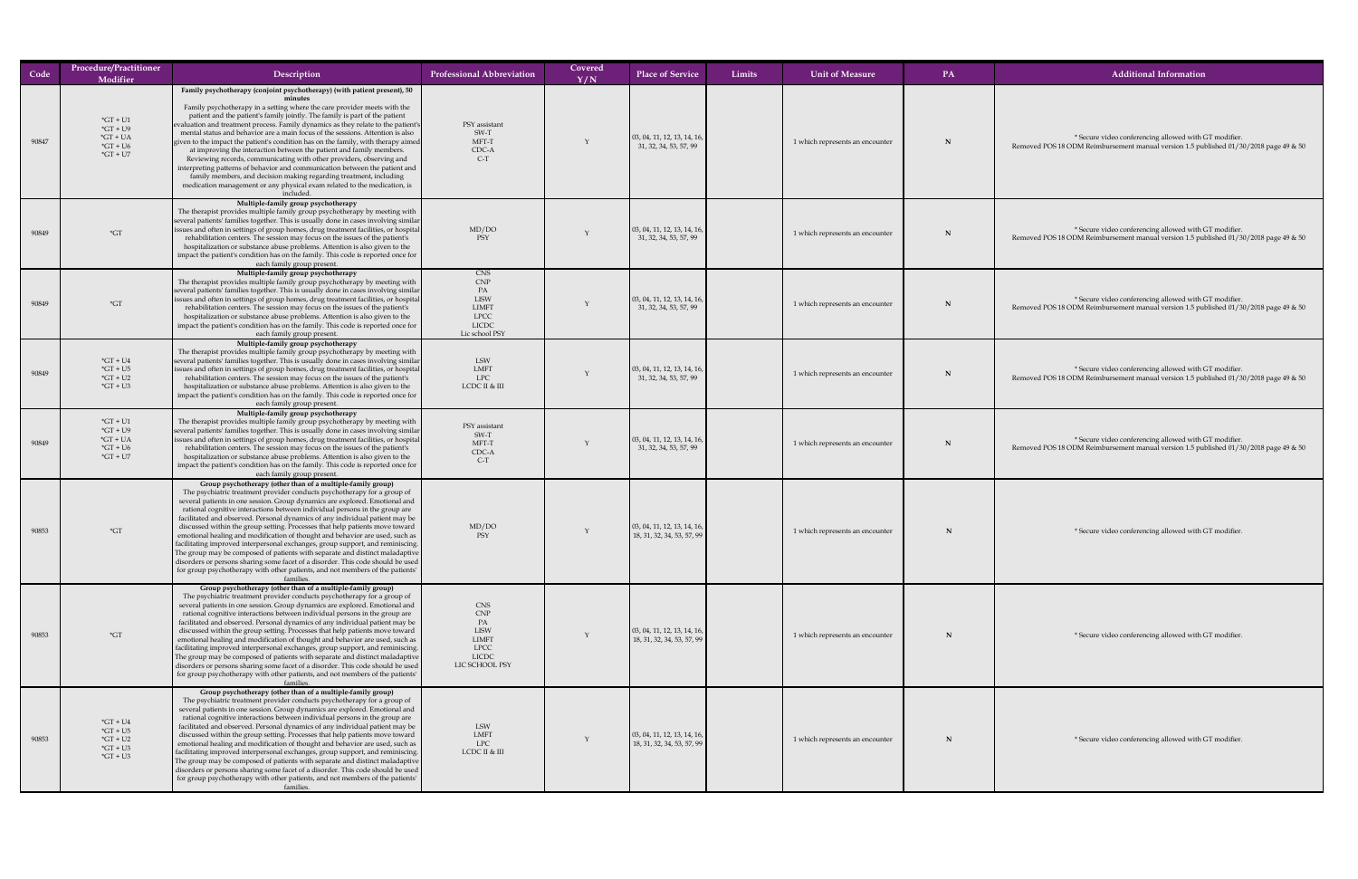| Code | Procedure/Practitioner Modifier | Description | Professional Abbreviation | Covered Y/N | Place of Service | Limits | Unit of Measure | PA | Additional Information |
|---|---|---|---|---|---|---|---|---|---|
| 90847 | *GT + U1<br>*GT + U9<br>*GT + UA<br>*GT + U6<br>*GT + U7 | **Family psychotherapy (conjoint psychotherapy) (with patient present), 50 minutes**<br>Family psychotherapy in a setting where the care provider meets with the patient and the patient's family jointly. The family is part of the patient evaluation and treatment process. Family dynamics as they relate to the patient's mental status and behavior are a main focus of the sessions. Attention is also given to the impact the patient's condition has on the family, with therapy aimed at improving the interaction between the patient and family members. Reviewing records, communicating with other providers, observing and interpreting patterns of behavior and communication between the patient and family members, and decision making regarding treatment, including medication management or any physical exam related to the medication, is included. | PSY assistant<br>SW-T<br>MFT-T<br>CDC-A<br>C-T | Y | 03, 04, 11, 12, 13, 14, 16, 31, 32, 34, 53, 57, 99 | | 1 which represents an encounter | N | * Secure video conferencing allowed with GT modifier.<br>Removed POS 18 ODM Reimbursement manual version 1.5 published 01/30/2018 page 49 & 50 |
| 90849 | *GT | **Multiple-family group psychotherapy**<br>The therapist provides multiple family group psychotherapy by meeting with several patients' families together. This is usually done in cases involving similar issues and often in settings of group homes, drug treatment facilities, or hospital rehabilitation centers. The session may focus on the issues of the patient's hospitalization or substance abuse problems. Attention is also given to the impact the patient's condition has on the family. This code is reported once for each family group present. | MD/DO<br>PSY | Y | 03, 04, 11, 12, 13, 14, 16, 31, 32, 34, 53, 57, 99 | | 1 which represents an encounter | N | * Secure video conferencing allowed with GT modifier.<br>Removed POS 18 ODM Reimbursement manual version 1.5 published 01/30/2018 page 49 & 50 |
| 90849 | *GT | **Multiple-family group psychotherapy**<br>The therapist provides multiple family group psychotherapy by meeting with several patients' families together. This is usually done in cases involving similar issues and often in settings of group homes, drug treatment facilities, or hospital rehabilitation centers. The session may focus on the issues of the patient's hospitalization or substance abuse problems. Attention is also given to the impact the patient's condition has on the family. This code is reported once for each family group present. | CNS<br>CNP<br>PA<br>LISW<br>LIMFT<br>LPCC<br>LICDC<br>Lic school PSY | Y | 03, 04, 11, 12, 13, 14, 16, 31, 32, 34, 53, 57, 99 | | 1 which represents an encounter | N | * Secure video conferencing allowed with GT modifier.<br>Removed POS 18 ODM Reimbursement manual version 1.5 published 01/30/2018 page 49 & 50 |
| 90849 | *GT + U4<br>*GT + U5<br>*GT + U2<br>*GT + U3 | **Multiple-family group psychotherapy**<br>The therapist provides multiple family group psychotherapy by meeting with several patients' families together. This is usually done in cases involving similar issues and often in settings of group homes, drug treatment facilities, or hospital rehabilitation centers. The session may focus on the issues of the patient's hospitalization or substance abuse problems. Attention is also given to the impact the patient's condition has on the family. This code is reported once for each family group present. | LSW<br>LMFT<br>LPC<br>LCDC II & III | Y | 03, 04, 11, 12, 13, 14, 16, 31, 32, 34, 53, 57, 99 | | 1 which represents an encounter | N | * Secure video conferencing allowed with GT modifier.<br>Removed POS 18 ODM Reimbursement manual version 1.5 published 01/30/2018 page 49 & 50 |
| 90849 | *GT + U1<br>*GT + U9<br>*GT + UA<br>*GT + U6<br>*GT + U7 | **Multiple-family group psychotherapy**<br>The therapist provides multiple family group psychotherapy by meeting with several patients' families together. This is usually done in cases involving similar issues and often in settings of group homes, drug treatment facilities, or hospital rehabilitation centers. The session may focus on the issues of the patient's hospitalization or substance abuse problems. Attention is also given to the impact the patient's condition has on the family. This code is reported once for each family group present. | PSY assistant<br>SW-T<br>MFT-T<br>CDC-A<br>C-T | Y | 03, 04, 11, 12, 13, 14, 16, 31, 32, 34, 53, 57, 99 | | 1 which represents an encounter | N | * Secure video conferencing allowed with GT modifier.<br>Removed POS 18 ODM Reimbursement manual version 1.5 published 01/30/2018 page 49 & 50 |
| 90853 | *GT | **Group psychotherapy (other than of a multiple-family group)**<br>The psychiatric treatment provider conducts psychotherapy for a group of several patients in one session. Group dynamics are explored. Emotional and rational cognitive interactions between individual persons in the group are facilitated and observed. Personal dynamics of any individual patient may be discussed within the group setting. Processes that help patients move toward emotional healing and modification of thought and behavior are used, such as facilitating improved interpersonal exchanges, group support, and reminiscing. The group may be composed of patients with separate and distinct maladaptive disorders or persons sharing some facet of a disorder. This code should be used for group psychotherapy with other patients, and not members of the patients' families. | MD/DO<br>PSY | Y | 03, 04, 11, 12, 13, 14, 16, 18, 31, 32, 34, 53, 57, 99 | | 1 which represents an encounter | N | * Secure video conferencing allowed with GT modifier. |
| 90853 | *GT | **Group psychotherapy (other than of a multiple-family group)**<br>The psychiatric treatment provider conducts psychotherapy for a group of several patients in one session. Group dynamics are explored. Emotional and rational cognitive interactions between individual persons in the group are facilitated and observed. Personal dynamics of any individual patient may be discussed within the group setting. Processes that help patients move toward emotional healing and modification of thought and behavior are used, such as facilitating improved interpersonal exchanges, group support, and reminiscing. The group may be composed of patients with separate and distinct maladaptive disorders or persons sharing some facet of a disorder. This code should be used for group psychotherapy with other patients, and not members of the patients' families. | CNS<br>CNP<br>PA<br>LISW<br>LIMFT<br>LPCC<br>LICDC<br>LIC SCHOOL PSY | Y | 03, 04, 11, 12, 13, 14, 16, 18, 31, 32, 34, 53, 57, 99 | | 1 which represents an encounter | N | * Secure video conferencing allowed with GT modifier. |
| 90853 | *GT + U4<br>*GT + U5<br>*GT + U2<br>*GT + U3<br>*GT + U3 | **Group psychotherapy (other than of a multiple-family group)**<br>The psychiatric treatment provider conducts psychotherapy for a group of several patients in one session. Group dynamics are explored. Emotional and rational cognitive interactions between individual persons in the group are facilitated and observed. Personal dynamics of any individual patient may be discussed within the group setting. Processes that help patients move toward emotional healing and modification of thought and behavior are used, such as facilitating improved interpersonal exchanges, group support, and reminiscing. The group may be composed of patients with separate and distinct maladaptive disorders or persons sharing some facet of a disorder. This code should be used for group psychotherapy with other patients, and not members of the patients' families. | LSW<br>LMFT<br>LPC<br>LCDC II & III | Y | 03, 04, 11, 12, 13, 14, 16, 18, 31, 32, 34, 53, 57, 99 | | 1 which represents an encounter | N | * Secure video conferencing allowed with GT modifier. |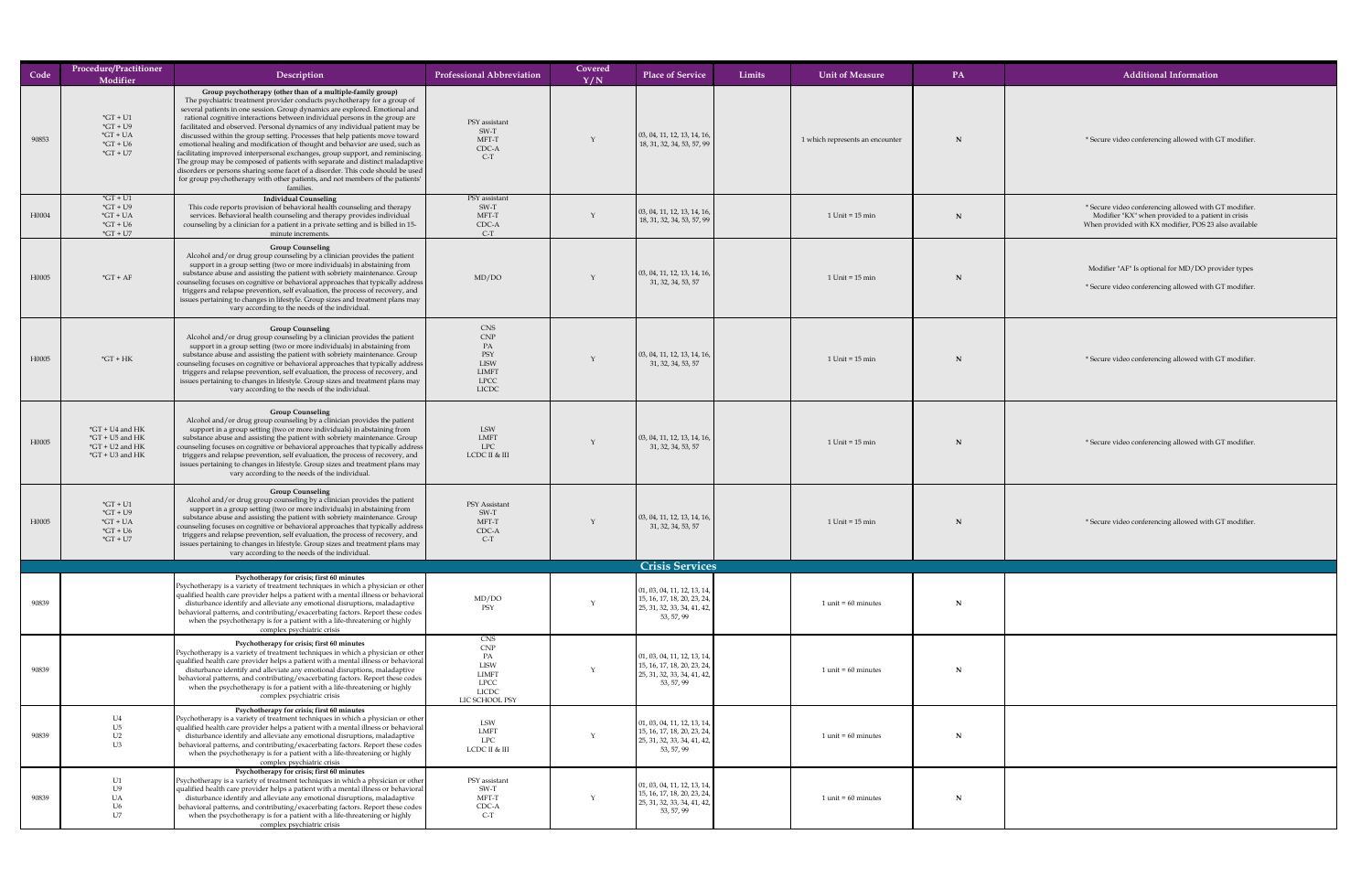| Code | Procedure/Practitioner Modifier | Description | Professional Abbreviation | Covered Y/N | Place of Service | Limits | Unit of Measure | PA | Additional Information |
|---|---|---|---|---|---|---|---|---|---|
| 90853 | *GT + U1<br>*GT + U9<br>*GT + UA<br>*GT + U6<br>*GT + U7 | **Group psychotherapy (other than of a multiple-family group)**<br>The psychiatric treatment provider conducts psychotherapy for a group of several patients in one session. Group dynamics are explored. Emotional and rational cognitive interactions between individual persons in the group are facilitated and observed. Personal dynamics of any individual patient may be discussed within the group setting. Processes that help patients move toward emotional healing and modification of thought and behavior are used, such as facilitating improved interpersonal exchanges, group support, and reminiscing. The group may be composed of patients with separate and distinct maladaptive disorders or persons sharing some facet of a disorder. This code should be used for group psychotherapy with other patients, and not members of the patients' families. | PSY assistant<br>SW-T<br>MFT-T<br>CDC-A<br>C-T | Y | 03, 04, 11, 12, 13, 14, 16, 18, 31, 32, 34, 53, 57, 99 | | 1 which represents an encounter | N | * Secure video conferencing allowed with GT modifier. |
| H0004 | *GT + U1<br>*GT + U9<br>*GT + UA<br>*GT + U6<br>*GT + U7 | **Individual Counseling**<br>This code reports provision of behavioral health counseling and therapy services. Behavioral health counseling and therapy provides individual counseling by a clinician for a patient in a private setting and is billed in 15-minute increments. | PSY assistant<br>SW-T<br>MFT-T<br>CDC-A<br>C-T | Y | 03, 04, 11, 12, 13, 14, 16, 18, 31, 32, 34, 53, 57, 99 | | 1 Unit = 15 min | N | * Secure video conferencing allowed with GT modifier.<br>Modifier "KX" when provided to a patient in crisis<br>When provided with KX modifier, POS 23 also available |
| H0005 | *GT + AF | **Group Counseling**<br>Alcohol and/or drug group counseling by a clinician provides the patient support in a group setting (two or more individuals) in abstaining from substance abuse and assisting the patient with sobriety maintenance. Group counseling focuses on cognitive or behavioral approaches that typically address triggers and relapse prevention, self evaluation, the process of recovery, and issues pertaining to changes in lifestyle. Group sizes and treatment plans may vary according to the needs of the individual. | MD/DO | Y | 03, 04, 11, 12, 13, 14, 16, 31, 32, 34, 53, 57 | | 1 Unit = 15 min | N | Modifier "AF" Is optional for MD/DO provider types<br><br>* Secure video conferencing allowed with GT modifier. |
| H0005 | *GT + HK | **Group Counseling**<br>Alcohol and/or drug group counseling by a clinician provides the patient support in a group setting (two or more individuals) in abstaining from substance abuse and assisting the patient with sobriety maintenance. Group counseling focuses on cognitive or behavioral approaches that typically address triggers and relapse prevention, self evaluation, the process of recovery, and issues pertaining to changes in lifestyle. Group sizes and treatment plans may vary according to the needs of the individual. | CNS<br>CNP<br>PA<br>PSY<br>LISW<br>LIMFT<br>LPCC<br>LICDC | Y | 03, 04, 11, 12, 13, 14, 16, 31, 32, 34, 53, 57 | | 1 Unit = 15 min | N | * Secure video conferencing allowed with GT modifier. |
| H0005 | *GT + U4 and HK<br>*GT + U5 and HK<br>*GT + U2 and HK<br>*GT + U3 and HK | **Group Counseling**<br>Alcohol and/or drug group counseling by a clinician provides the patient support in a group setting (two or more individuals) in abstaining from substance abuse and assisting the patient with sobriety maintenance. Group counseling focuses on cognitive or behavioral approaches that typically address triggers and relapse prevention, self evaluation, the process of recovery, and issues pertaining to changes in lifestyle. Group sizes and treatment plans may vary according to the needs of the individual. | LSW<br>LMFT<br>LPC<br>LCDC II & III | Y | 03, 04, 11, 12, 13, 14, 16, 31, 32, 34, 53, 57 | | 1 Unit = 15 min | N | * Secure video conferencing allowed with GT modifier. |
| H0005 | *GT + U1<br>*GT + U9<br>*GT + UA<br>*GT + U6<br>*GT + U7 | **Group Counseling**<br>Alcohol and/or drug group counseling by a clinician provides the patient support in a group setting (two or more individuals) in abstaining from substance abuse and assisting the patient with sobriety maintenance. Group counseling focuses on cognitive or behavioral approaches that typically address triggers and relapse prevention, self evaluation, the process of recovery, and issues pertaining to changes in lifestyle. Group sizes and treatment plans may vary according to the needs of the individual. | PSY Assistant<br>SW-T<br>MFT-T<br>CDC-A<br>C-T | Y | 03, 04, 11, 12, 13, 14, 16, 31, 32, 34, 53, 57 | | 1 Unit = 15 min | N | * Secure video conferencing allowed with GT modifier. |
| **Crisis Services** | | | | | | | | | |
| 90839 | | **Psychotherapy for crisis; first 60 minutes**<br>Psychotherapy is a variety of treatment techniques in which a physician or other qualified health care provider helps a patient with a mental illness or behavioral disturbance identify and alleviate any emotional disruptions, maladaptive behavioral patterns, and contributing/exacerbating factors. Report these codes when the psychotherapy is for a patient with a life-threatening or highly complex psychiatric crisis | MD/DO<br>PSY | Y | 01, 03, 04, 11, 12, 13, 14, 15, 16, 17, 18, 20, 23, 24, 25, 31, 32, 33, 34, 41, 42, 53, 57, 99 | | 1 unit = 60 minutes | N | |
| 90839 | | **Psychotherapy for crisis; first 60 minutes**<br>Psychotherapy is a variety of treatment techniques in which a physician or other qualified health care provider helps a patient with a mental illness or behavioral disturbance identify and alleviate any emotional disruptions, maladaptive behavioral patterns, and contributing/exacerbating factors. Report these codes when the psychotherapy is for a patient with a life-threatening or highly complex psychiatric crisis | CNS<br>CNP<br>PA<br>LISW<br>LIMFT<br>LPCC<br>LICDC<br>LIC SCHOOL PSY | Y | 01, 03, 04, 11, 12, 13, 14, 15, 16, 17, 18, 20, 23, 24, 25, 31, 32, 33, 34, 41, 42, 53, 57, 99 | | 1 unit = 60 minutes | N | |
| 90839 | U4<br>U5<br>U2<br>U3 | **Psychotherapy for crisis; first 60 minutes**<br>Psychotherapy is a variety of treatment techniques in which a physician or other qualified health care provider helps a patient with a mental illness or behavioral disturbance identify and alleviate any emotional disruptions, maladaptive behavioral patterns, and contributing/exacerbating factors. Report these codes when the psychotherapy is for a patient with a life-threatening or highly complex psychiatric crisis | LSW<br>LMFT<br>LPC<br>LCDC II & III | Y | 01, 03, 04, 11, 12, 13, 14, 15, 16, 17, 18, 20, 23, 24, 25, 31, 32, 33, 34, 41, 42, 53, 57, 99 | | 1 unit = 60 minutes | N | |
| 90839 | U1<br>U9<br>UA<br>U6<br>U7 | **Psychotherapy for crisis; first 60 minutes**<br>Psychotherapy is a variety of treatment techniques in which a physician or other qualified health care provider helps a patient with a mental illness or behavioral disturbance identify and alleviate any emotional disruptions, maladaptive behavioral patterns, and contributing/exacerbating factors. Report these codes when the psychotherapy is for a patient with a life-threatening or highly complex psychiatric crisis | PSY assistant<br>SW-T<br>MFT-T<br>CDC-A<br>C-T | Y | 01, 03, 04, 11, 12, 13, 14, 15, 16, 17, 18, 20, 23, 24, 25, 31, 32, 33, 34, 41, 42, 53, 57, 99 | | 1 unit = 60 minutes | N | |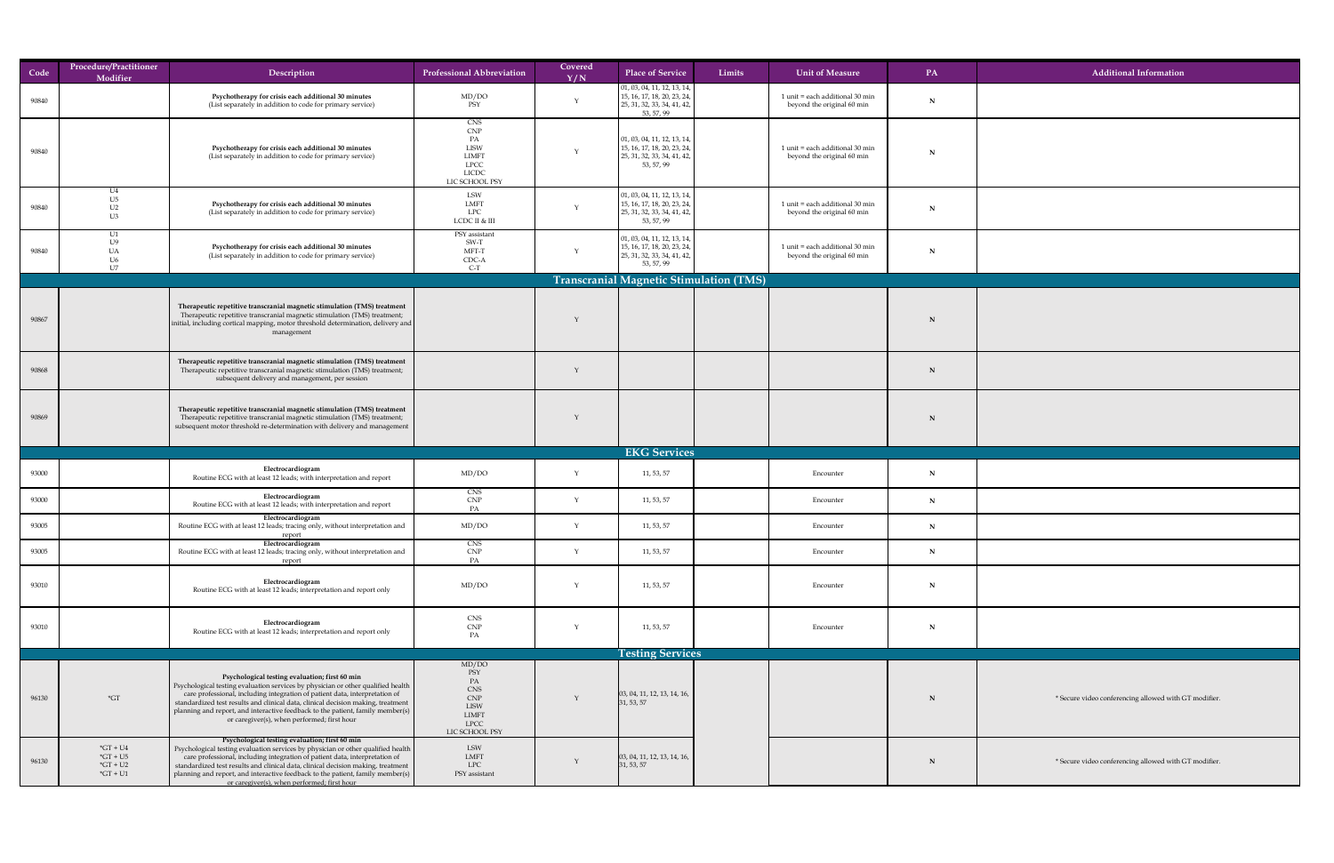| Code | Procedure/Practitioner Modifier | Description | Professional Abbreviation | Covered Y/N | Place of Service | Limits | Unit of Measure | PA | Additional Information |
|---|---|---|---|---|---|---|---|---|---|
| 90840 | | **Psychotherapy for crisis each additional 30 minutes** (List separately in addition to code for primary service) | MD/DO PSY | Y | 01, 03, 04, 11, 12, 13, 14, 15, 16, 17, 18, 20, 23, 24, 25, 31, 32, 33, 34, 41, 42, 53, 57, 99 | | 1 unit = each additional 30 min beyond the original 60 min | N | |
| 90840 | | **Psychotherapy for crisis each additional 30 minutes** (List separately in addition to code for primary service) | CNS CNP PA LISW LIMFT LPCC LICDC LIC SCHOOL PSY | Y | 01, 03, 04, 11, 12, 13, 14, 15, 16, 17, 18, 20, 23, 24, 25, 31, 32, 33, 34, 41, 42, 53, 57, 99 | | 1 unit = each additional 30 min beyond the original 60 min | N | |
| 90840 | U4 U5 U2 U3 | **Psychotherapy for crisis each additional 30 minutes** (List separately in addition to code for primary service) | LSW LMFT LPC LCDC II & III | Y | 01, 03, 04, 11, 12, 13, 14, 15, 16, 17, 18, 20, 23, 24, 25, 31, 32, 33, 34, 41, 42, 53, 57, 99 | | 1 unit = each additional 30 min beyond the original 60 min | N | |
| 90840 | U1 U9 UA U6 U7 | **Psychotherapy for crisis each additional 30 minutes** (List separately in addition to code for primary service) | PSY assistant SW-T MFT-T CDC-A C-T | Y | 01, 03, 04, 11, 12, 13, 14, 15, 16, 17, 18, 20, 23, 24, 25, 31, 32, 33, 34, 41, 42, 53, 57, 99 | | 1 unit = each additional 30 min beyond the original 60 min | N | |
| | | | | | **Transcranial Magnetic Stimulation (TMS)** | | | | |
| 90867 | | **Therapeutic repetitive transcranial magnetic stimulation (TMS) treatment** Therapeutic repetitive transcranial magnetic stimulation (TMS) treatment; initial, including cortical mapping, motor threshold determination, delivery and management | | Y | | | | N | |
| 90868 | | **Therapeutic repetitive transcranial magnetic stimulation (TMS) treatment** Therapeutic repetitive transcranial magnetic stimulation (TMS) treatment; subsequent delivery and management, per session | | Y | | | | N | |
| 90869 | | **Therapeutic repetitive transcranial magnetic stimulation (TMS) treatment** Therapeutic repetitive transcranial magnetic stimulation (TMS) treatment; subsequent motor threshold re-determination with delivery and management | | Y | | | | N | |
| | | | | | **EKG Services** | | | | |
| 93000 | | **Electrocardiogram** Routine ECG with at least 12 leads; with interpretation and report | MD/DO | Y | 11, 53, 57 | | Encounter | N | |
| 93000 | | **Electrocardiogram** Routine ECG with at least 12 leads; with interpretation and report | CNS CNP PA | Y | 11, 53, 57 | | Encounter | N | |
| 93005 | | **Electrocardiogram** Routine ECG with at least 12 leads; tracing only, without interpretation and report | MD/DO | Y | 11, 53, 57 | | Encounter | N | |
| 93005 | | **Electrocardiogram** Routine ECG with at least 12 leads; tracing only, without interpretation and report | CNS CNP PA | Y | 11, 53, 57 | | Encounter | N | |
| 93010 | | **Electrocardiogram** Routine ECG with at least 12 leads; interpretation and report only | MD/DO | Y | 11, 53, 57 | | Encounter | N | |
| 93010 | | **Electrocardiogram** Routine ECG with at least 12 leads; interpretation and report only | CNS CNP PA | Y | 11, 53, 57 | | Encounter | N | |
| | | | | | **Testing Services** | | | | |
| 96130 | *GT | **Psychological testing evaluation; first 60 min** Psychological testing evaluation services by physician or other qualified health care professional, including integration of patient data, interpretation of standardized test results and clinical data, clinical decision making, treatment planning and report, and interactive feedback to the patient, family member(s) or caregiver(s), when performed; first hour | MD/DO PSY PA CNS CNP LISW LIMFT LPCC LIC SCHOOL PSY | Y | 03, 04, 11, 12, 13, 14, 16, 31, 53, 57 | | | N | * Secure video conferencing allowed with GT modifier. |
| 96130 | *GT + U4 *GT + U5 *GT + U2 *GT + U1 | **Psychological testing evaluation; first 60 min** Psychological testing evaluation services by physician or other qualified health care professional, including integration of patient data, interpretation of standardized test results and clinical data, clinical decision making, treatment planning and report, and interactive feedback to the patient, family member(s) or caregiver(s), when performed; first hour | LSW LMFT LPC PSY assistant | Y | 03, 04, 11, 12, 13, 14, 16, 31, 53, 57 | | | N | * Secure video conferencing allowed with GT modifier. |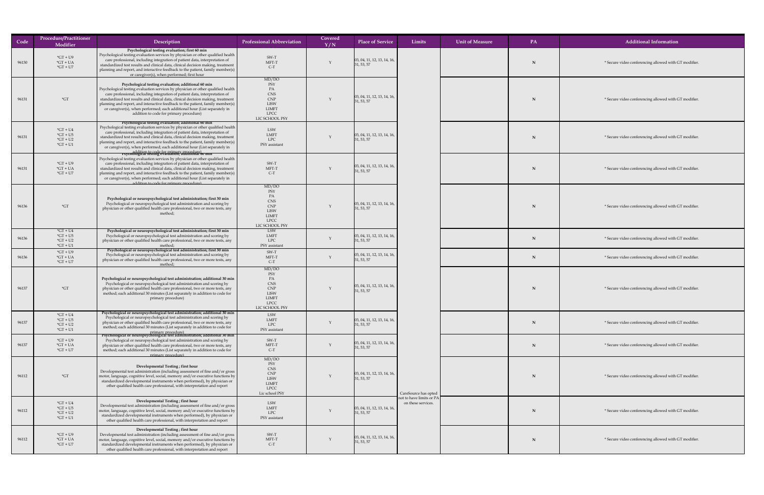| Code | Procedure/Practitioner Modifier | Description | Professional Abbreviation | Covered Y/N | Place of Service | Limits | Unit of Measure | PA | Additional Information |
|---|---|---|---|---|---|---|---|---|---|
| 96130 | *GT + U9<br>*GT + UA<br>*GT + U7 | **Psychological testing evaluation; first 60 min**<br>Psychological testing evaluation services by physician or other qualified health care professional, including integration of patient data, interpretation of standardized test results and clinical data, clinical decision making, treatment planning and report, and interactive feedback to the patient, family member(s) or caregiver(s), when performed; first hour | SW-T<br>MFT-T<br>C-T | Y | 03, 04, 11, 12, 13, 14, 16, 31, 53, 57 | CareSource has opted not to have limits or PA on these services. | | N | * Secure video conferencing allowed with GT modifier. |
| 96131 | *GT | **Psychological testing evaluation; additional 60 min**<br>Psychological testing evaluation services by physician or other qualified health care professional, including integration of patient data, interpretation of standardized test results and clinical data, clinical decision making, treatment planning and report, and interactive feedback to the patient, family member(s) or caregiver(s), when performed; each additional hour (List separately in addition to code for primary procedure) | MD/DO<br>PSY<br>PA<br>CNS<br>CNP<br>LISW<br>LIMFT<br>LPCC<br>LIC SCHOOL PSY | Y | 03, 04, 11, 12, 13, 14, 16, 31, 53, 57 | | | N | * Secure video conferencing allowed with GT modifier. |
| 96131 | *GT + U4<br>*GT + U5<br>*GT + U2<br>*GT + U1 | **Psychological testing evaluation; additional 60 min**<br>Psychological testing evaluation services by physician or other qualified health care professional, including integration of patient data, interpretation of standardized test results and clinical data, clinical decision making, treatment planning and report, and interactive feedback to the patient, family member(s) or caregiver(s), when performed; each additional hour (List separately in addition to code for primary procedure) | LSW<br>LMFT<br>LPC<br>PSY assistant | Y | 03, 04, 11, 12, 13, 14, 16, 31, 53, 57 | | | N | * Secure video conferencing allowed with GT modifier. |
| 96131 | *GT + U9<br>*GT + UA<br>*GT + U7 | **Psychological testing evaluation; additional 60 min**<br>Psychological testing evaluation services by physician or other qualified health care professional, including integration of patient data, interpretation of standardized test results and clinical data, clinical decision making, treatment planning and report, and interactive feedback to the patient, family member(s) or caregiver(s), when performed; each additional hour (List separately in addition to code for primary procedure) | SW-T<br>MFT-T<br>C-T | Y | 03, 04, 11, 12, 13, 14, 16, 31, 53, 57 | | | N | * Secure video conferencing allowed with GT modifier. |
| 96136 | *GT | **Psychological or neuropsychological test administration; first 30 min**<br>Psychological or neuropsychological test administration and scoring by physician or other qualified health care professional, two or more tests, any method; | MD/DO<br>PSY<br>PA<br>CNS<br>CNP<br>LISW<br>LIMFT<br>LPCC<br>LIC SCHOOL PSY | Y | 03, 04, 11, 12, 13, 14, 16, 31, 53, 57 | | | N | * Secure video conferencing allowed with GT modifier. |
| 96136 | *GT + U4<br>*GT + U5<br>*GT + U2<br>*GT + U1 | **Psychological or neuropsychological test administration; first 30 min**<br>Psychological or neuropsychological test administration and scoring by physician or other qualified health care professional, two or more tests, any method; | LSW<br>LMFT<br>LPC<br>PSY assistant | Y | 03, 04, 11, 12, 13, 14, 16, 31, 53, 57 | | | N | * Secure video conferencing allowed with GT modifier. |
| 96136 | *GT + U9<br>*GT + UA<br>*GT + U7 | **Psychological or neuropsychological test administration; first 30 min**<br>Psychological or neuropsychological test administration and scoring by physician or other qualified health care professional, two or more tests, any method; | SW-T<br>MFT-T<br>C-T | Y | 03, 04, 11, 12, 13, 14, 16, 31, 53, 57 | | | N | * Secure video conferencing allowed with GT modifier. |
| 96137 | *GT | **Psychological or neuropsychological test administration; additional 30 min**<br>Psychological or neuropsychological test administration and scoring by physician or other qualified health care professional, two or more tests, any method; each additional 30 minutes (List separately in addition to code for primary procedure) | MD/DO<br>PSY<br>PA<br>CNS<br>CNP<br>LISW<br>LIMFT<br>LPCC<br>LIC SCHOOL PSY | Y | 03, 04, 11, 12, 13, 14, 16, 31, 53, 57 | | | N | * Secure video conferencing allowed with GT modifier. |
| 96137 | *GT + U4<br>*GT + U5<br>*GT + U2<br>*GT + U1 | **Psychological or neuropsychological test administration; additional 30 min**<br>Psychological or neuropsychological test administration and scoring by physician or other qualified health care professional, two or more tests, any method; each additional 30 minutes (List separately in addition to code for primary procedure) | LSW<br>LMFT<br>LPC<br>PSY assistant | Y | 03, 04, 11, 12, 13, 14, 16, 31, 53, 57 | | | N | * Secure video conferencing allowed with GT modifier. |
| 96137 | *GT + U9<br>*GT + UA<br>*GT + U7 | **Psychological or neuropsychological test administration; additional 30 min**<br>Psychological or neuropsychological test administration and scoring by physician or other qualified health care professional, two or more tests, any method; each additional 30 minutes (List separately in addition to code for primary procedure) | SW-T<br>MFT-T<br>C-T | Y | 03, 04, 11, 12, 13, 14, 16, 31, 53, 57 | | | N | * Secure video conferencing allowed with GT modifier. |
| 96112 | *GT | **Developmental Testing ; first hour**<br>Developmental test administration (including assessment of fine and/or gross motor, language, cognitive level, social, memory and/or executive functions by standardized developmental instruments when performed), by physician or other qualified health care professional, with interpretation and report | MD/DO<br>PSY<br>CNS<br>CNP<br>LISW<br>LIMFT<br>LPCC<br>Lic school PSY | Y | 03, 04, 11, 12, 13, 14, 16, 31, 53, 57 | | | N | * Secure video conferencing allowed with GT modifier. |
| 96112 | *GT + U4<br>*GT + U5<br>*GT + U2<br>*GT + U1 | **Developmental Testing ; first hour**<br>Developmental test administration (including assessment of fine and/or gross motor, language, cognitive level, social, memory and/or executive functions by standardized developmental instruments when performed), by physician or other qualified health care professional, with interpretation and report | LSW<br>LMFT<br>LPC<br>PSY assistant | Y | 03, 04, 11, 12, 13, 14, 16, 31, 53, 57 | | | N | * Secure video conferencing allowed with GT modifier. |
| 96112 | *GT + U9<br>*GT + UA<br>*GT + U7 | **Developmental Testing ; first hour**<br>Developmental test administration (including assessment of fine and/or gross motor, language, cognitive level, social, memory and/or executive functions by standardized developmental instruments when performed), by physician or other qualified health care professional, with interpretation and report | SW-T<br>MFT-T<br>C-T | Y | 03, 04, 11, 12, 13, 14, 16, 31, 53, 57 | | | N | * Secure video conferencing allowed with GT modifier. |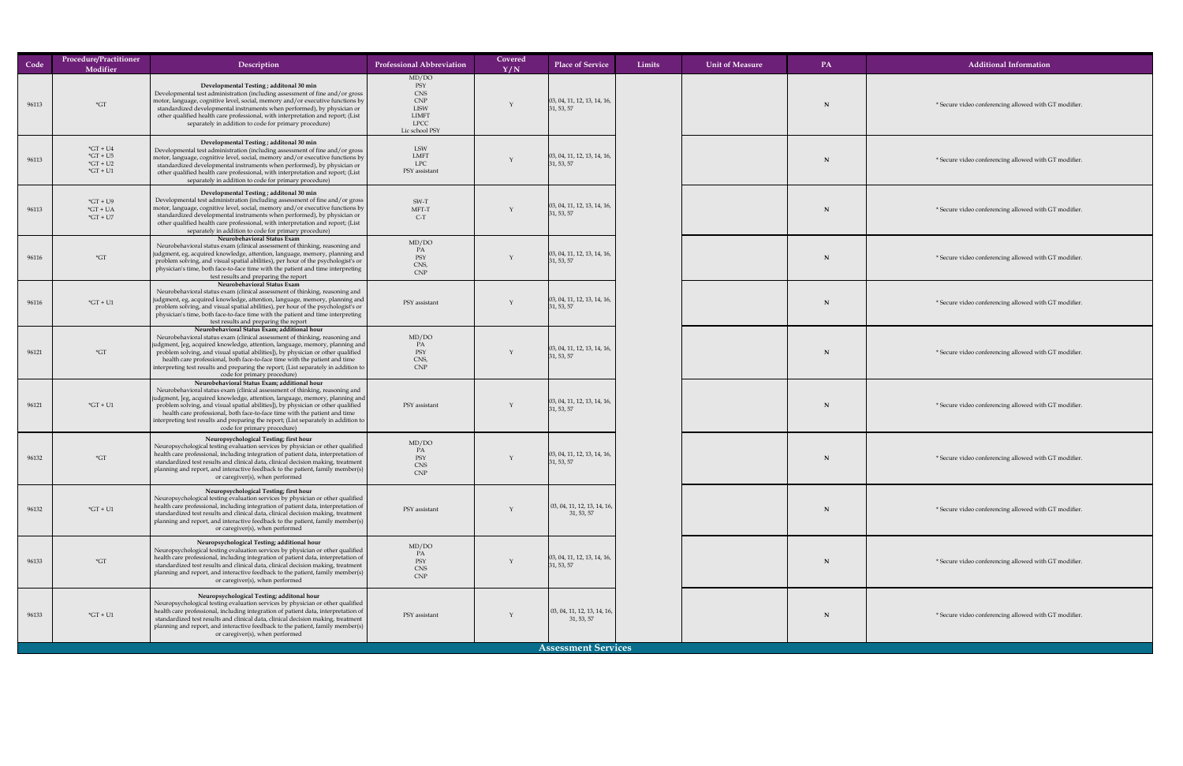| Code | Procedure/Practitioner Modifier | Description | Professional Abbreviation | Covered Y/N | Place of Service | Limits | Unit of Measure | PA | Additional Information |
|---|---|---|---|---|---|---|---|---|---|
| 96113 | *GT | **Developmental Testing ; additonal 30 min** Developmental test administration (including assessment of fine and/or gross motor, language, cognitive level, social, memory and/or executive functions by standardized developmental instruments when performed), by physician or other qualified health care professional, with interpretation and report; (List separately in addition to code for primary procedure) | MD/DO PSY CNS CNP LISW LIMFT LPCC Lic school PSY | Y | 03, 04, 11, 12, 13, 14, 16, 31, 53, 57 | | | N | * Secure video conferencing allowed with GT modifier. |
| 96113 | *GT + U4 *GT + U5 *GT + U2 *GT + U1 | **Developmental Testing ; additonal 30 min** Developmental test administration (including assessment of fine and/or gross motor, language, cognitive level, social, memory and/or executive functions by standardized developmental instruments when performed), by physician or other qualified health care professional, with interpretation and report; (List separately in addition to code for primary procedure) | LSW LMFT LPC PSY assistant | Y | 03, 04, 11, 12, 13, 14, 16, 31, 53, 57 | | | N | * Secure video conferencing allowed with GT modifier. |
| 96113 | *GT + U9 *GT + UA *GT + U7 | **Developmental Testing ; additonal 30 min** Developmental test administration (including assessment of fine and/or gross motor, language, cognitive level, social, memory and/or executive functions by standardized developmental instruments when performed), by physician or other qualified health care professional, with interpretation and report; (List separately in addition to code for primary procedure) | SW-T MFT-T C-T | Y | 03, 04, 11, 12, 13, 14, 16, 31, 53, 57 | | | N | * Secure video conferencing allowed with GT modifier. |
| 96116 | *GT | **Neurobehavioral Status Exam** Neurobehavioral status exam (clinical assessment of thinking, reasoning and judgment, eg, acquired knowledge, attention, language, memory, planning and problem solving, and visual spatial abilities), per hour of the psychologist's or physician's time, both face-to-face time with the patient and time interpreting test results and preparing the report | MD/DO PA PSY CNS, CNP | Y | 03, 04, 11, 12, 13, 14, 16, 31, 53, 57 | | | N | * Secure video conferencing allowed with GT modifier. |
| 96116 | *GT + U1 | **Neurobehavioral Status Exam** Neurobehavioral status exam (clinical assessment of thinking, reasoning and judgment, eg, acquired knowledge, attention, language, memory, planning and problem solving, and visual spatial abilities), per hour of the psychologist's or physician's time, both face-to-face time with the patient and time interpreting test results and preparing the report | PSY assistant | Y | 03, 04, 11, 12, 13, 14, 16, 31, 53, 57 | | | N | * Secure video conferencing allowed with GT modifier. |
| 96121 | *GT | **Neurobehavioral Status Exam; additional hour** Neurobehavioral status exam (clinical assessment of thinking, reasoning and judgment, [eg, acquired knowledge, attention, language, memory, planning and problem solving, and visual spatial abilities]), by physician or other qualified health care professional, both face-to-face time with the patient and time interpreting test results and preparing the report; (List separately in addition to code for primary procedure) | MD/DO PA PSY CNS, CNP | Y | 03, 04, 11, 12, 13, 14, 16, 31, 53, 57 | | | N | * Secure video conferencing allowed with GT modifier. |
| 96121 | *GT + U1 | **Neurobehavioral Status Exam; additional hour** Neurobehavioral status exam (clinical assessment of thinking, reasoning and judgment, [eg, acquired knowledge, attention, language, memory, planning and problem solving, and visual spatial abilities]), by physician or other qualified health care professional, both face-to-face time with the patient and time interpreting test results and preparing the report; (List separately in addition to code for primary procedure) | PSY assistant | Y | 03, 04, 11, 12, 13, 14, 16, 31, 53, 57 | | | N | * Secure video conferencing allowed with GT modifier. |
| 96132 | *GT | **Neuropsychological Testing; first hour** Neuropsychological testing evaluation services by physician or other qualified health care professional, including integration of patient data, interpretation of standardized test results and clinical data, clinical decision making, treatment planning and report, and interactive feedback to the patient, family member(s) or caregiver(s), when performed | MD/DO PA PSY CNS CNP | Y | 03, 04, 11, 12, 13, 14, 16, 31, 53, 57 | | | N | * Secure video conferencing allowed with GT modifier. |
| 96132 | *GT + U1 | **Neuropsychological Testing; first hour** Neuropsychological testing evaluation services by physician or other qualified health care professional, including integration of patient data, interpretation of standardized test results and clinical data, clinical decision making, treatment planning and report, and interactive feedback to the patient, family member(s) or caregiver(s), when performed | PSY assistant | Y | 03, 04, 11, 12, 13, 14, 16, 31, 53, 57 | | | N | * Secure video conferencing allowed with GT modifier. |
| 96133 | *GT | **Neuropsychological Testing; additional hour** Neuropsychological testing evaluation services by physician or other qualified health care professional, including integration of patient data, interpretation of standardized test results and clinical data, clinical decision making, treatment planning and report, and interactive feedback to the patient, family member(s) or caregiver(s), when performed | MD/DO PA PSY CNS CNP | Y | 03, 04, 11, 12, 13, 14, 16, 31, 53, 57 | | | N | * Secure video conferencing allowed with GT modifier. |
| 96133 | *GT + U1 | **Neuropsychological Testing; additonal hour** Neuropsychological testing evaluation services by physician or other qualified health care professional, including integration of patient data, interpretation of standardized test results and clinical data, clinical decision making, treatment planning and report, and interactive feedback to the patient, family member(s) or caregiver(s), when performed | PSY assistant | Y | 03, 04, 11, 12, 13, 14, 16, 31, 53, 57 | | | N | * Secure video conferencing allowed with GT modifier. |

**Assessment Services**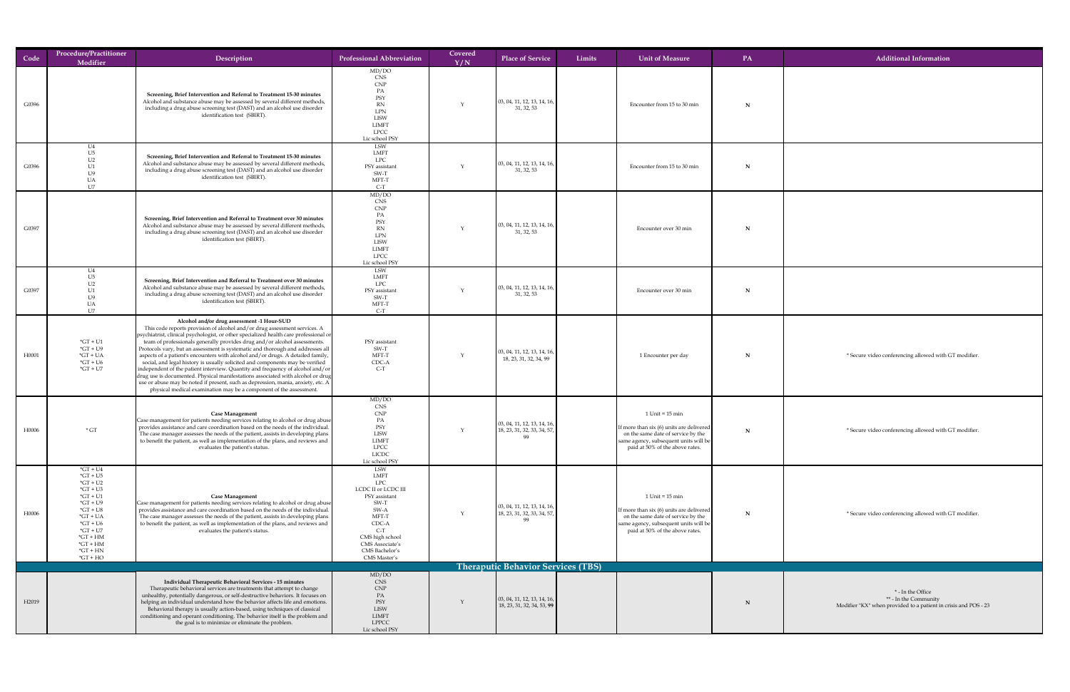| Code | Procedure/Practitioner Modifier | Description | Professional Abbreviation | Covered Y/N | Place of Service | Limits | Unit of Measure | PA | Additional Information |
|---|---|---|---|---|---|---|---|---|---|
| G0396 | | **Screening, Brief Intervention and Referral to Treatment 15-30 minutes** Alcohol and substance abuse may be assessed by several different methods, including a drug abuse screening test (DAST) and an alcohol use disorder identification test (SBIRT). | MD/DO CNS CNP PA PSY RN LPN LISW LIMFT LPCC Lic school PSY | Y | 03, 04, 11, 12, 13, 14, 16, 31, 32, 53 | | Encounter from 15 to 30 min | N | |
| G0396 | U4 U5 U2 U1 U9 UA U7 | **Screening, Brief Intervention and Referral to Treatment 15-30 minutes** Alcohol and substance abuse may be assessed by several different methods, including a drug abuse screening test (DAST) and an alcohol use disorder identification test (SBIRT). | LSW LMFT LPC PSY assistant SW-T MFT-T C-T | Y | 03, 04, 11, 12, 13, 14, 16, 31, 32, 53 | | Encounter from 15 to 30 min | N | |
| G0397 | | **Screening, Brief Intervention and Referral to Treatment over 30 minutes** Alcohol and substance abuse may be assessed by several different methods, including a drug abuse screening test (DAST) and an alcohol use disorder identification test (SBIRT). | MD/DO CNS CNP PA PSY RN LPN LISW LIMFT LPCC Lic school PSY | Y | 03, 04, 11, 12, 13, 14, 16, 31, 32, 53 | | Encounter over 30 min | N | |
| G0397 | U4 U5 U2 U1 U9 UA U7 | **Screening, Brief Intervention and Referral to Treatment over 30 minutes** Alcohol and substance abuse may be assessed by several different methods, including a drug abuse screening test (DAST) and an alcohol use disorder identification test (SBIRT). | LSW LMFT LPC PSY assistant SW-T MFT-T C-T | Y | 03, 04, 11, 12, 13, 14, 16, 31, 32, 53 | | Encounter over 30 min | N | |
| H0001 | *GT + U1 *GT + U9 *GT + UA *GT + U6 *GT + U7 | **Alcohol and/or drug assessment -1 Hour-SUD** This code reports provision of alcohol and/or drug assessment services. A psychiatrist, clinical psychologist, or other specialized health care professional or team of professionals generally provides drug and/or alcohol assessments. Protocols vary, but an assessment is systematic and thorough and addresses all aspects of a patient's encounters with alcohol and/or drugs. A detailed family, social, and legal history is usually solicited and components may be verified independent of the patient interview. Quantity and frequency of alcohol and/or drug use is documented. Physical manifestations associated with alcohol or drug use or abuse may be noted if present, such as depression, mania, anxiety, etc. A physical medical examination may be a component of the assessment. | PSY assistant SW-T MFT-T CDC-A C-T | Y | 03, 04, 11, 12, 13, 14, 16, 18, 23, 31, 32, 34, 99 | | 1 Encounter per day | N | * Secure video conferencing allowed with GT modifier. |
| H0006 | * GT | **Case Management** Case management for patients needing services relating to alcohol or drug abuse provides assistance and care coordination based on the needs of the individual. The case manager assesses the needs of the patient, assists in developing plans to benefit the patient, as well as implementation of the plans, and reviews and evaluates the patient's status. | MD/DO CNS CNP PA PSY LISW LIMFT LPCC LICDC Lic school PSY | Y | 03, 04, 11, 12, 13, 14, 16, 18, 23, 31, 32, 33, 34, 57, 99 | | 1 Unit = 15 min If more than six (6) units are delivered on the same date of service by the same agency, subsequent units will be paid at 50% of the above rates. | N | * Secure video conferencing allowed with GT modifier. |
| H0006 | *GT + U4 *GT + U5 *GT + U2 *GT + U3 *GT + U1 *GT + U9 *GT + U8 *GT + UA *GT + U6 *GT + U7 *GT + HM *GT + HM *GT + HN *GT + HO | **Case Management** Case management for patients needing services relating to alcohol or drug abuse provides assistance and care coordination based on the needs of the individual. The case manager assesses the needs of the patient, assists in developing plans to benefit the patient, as well as implementation of the plans, and reviews and evaluates the patient's status. | LSW LMFT LPC LCDC II or LCDC III PSY assistant SW-T SW-A MFT-T CDC-A C-T CMS high school CMS Associate's CMS Bachelor's CMS Master's | Y | 03, 04, 11, 12, 13, 14, 16, 18, 23, 31, 32, 33, 34, 57, 99 | | 1 Unit = 15 min If more than six (6) units are delivered on the same date of service by the same agency, subsequent units will be paid at 50% of the above rates. | N | * Secure video conferencing allowed with GT modifier. |
| | | | | | **Theraputic Behavior Services (TBS)** | | | | |
| H2019 | | **Individual Therapeutic Behavioral Services - 15 minutes** Therapeutic behavioral services are treatments that attempt to change unhealthy, potentially dangerous, or self-destructive behaviors. It focuses on helping an individual understand how the behavior affects life and emotions. Behavioral therapy is usually action-based, using techniques of classical conditioning and operant conditioning. The behavior itself is the problem and the goal is to minimize or eliminate the problem. | MD/DO CNS CNP PA PSY LISW LIMFT LPCC Lic school PSY | Y | 03, 04, 11, 12, 13, 14, 16, 18, 23, 31, 32, 34, 53, 99 | | | N | * - In the Office ** - In the Community Modifier "KX" when provided to a patient in crisis and POS - 23 |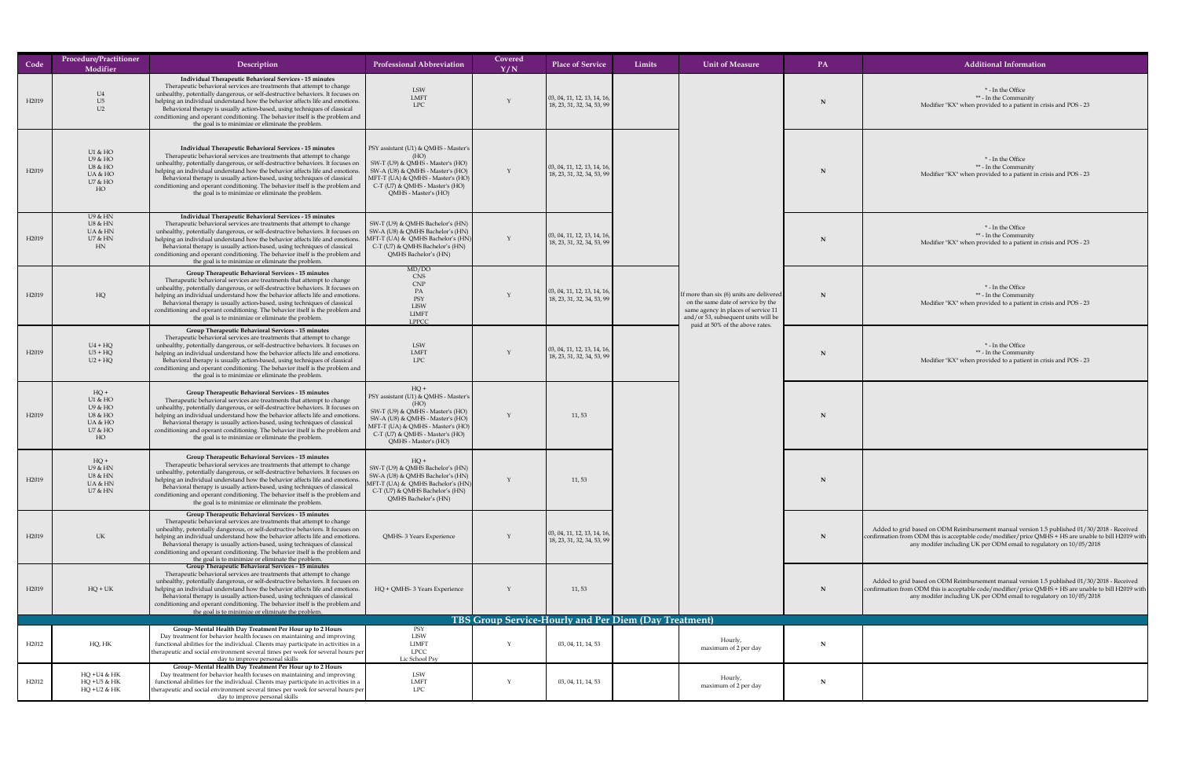| Code | Procedure/Practitioner Modifier | Description | Professional Abbreviation | Covered Y/N | Place of Service | Limits | Unit of Measure | PA | Additional Information |
|---|---|---|---|---|---|---|---|---|---|
| H2019 | U4 U5 U2 | **Individual Therapeutic Behavioral Services - 15 minutes** Therapeutic behavioral services are treatments that attempt to change unhealthy, potentially dangerous, or self-destructive behaviors. It focuses on helping an individual understand how the behavior affects life and emotions. Behavioral therapy is usually action-based, using techniques of classical conditioning and operant conditioning. The behavior itself is the problem and the goal is to minimize or eliminate the problem. | LSW LMFT LPC | Y | 03, 04, 11, 12, 13, 14, 16, 18, 23, 31, 32, 34, 53, 99 | | If more than six (6) units are delivered on the same date of service by the same agency in places of service 11 and/or 53, subsequent units will be paid at 50% of the above rates. | N | * - In the Office ** - In the Community Modifier "KX" when provided to a patient in crisis and POS - 23 |
| H2019 | U1 & HO U9 & HO U8 & HO UA & HO U7 & HO HO | **Individual Therapeutic Behavioral Services - 15 minutes** Therapeutic behavioral services are treatments that attempt to change unhealthy, potentially dangerous, or self-destructive behaviors. It focuses on helping an individual understand how the behavior affects life and emotions. Behavioral therapy is usually action-based, using techniques of classical conditioning and operant conditioning. The behavior itself is the problem and the goal is to minimize or eliminate the problem. | PSY assistant (U1) & QMHS - Master's (HO) SW-T (U9) & QMHS - Master's (HO) SW-A (U8) & QMHS - Master's (HO) MFT-T (UA) & QMHS - Master's (HO) C-T (U7) & QMHS - Master's (HO) QMHS - Master's (HO) | Y | 03, 04, 11, 12, 13, 14, 16, 18, 23, 31, 32, 34, 53, 99 | | | N | * - In the Office ** - In the Community Modifier "KX" when provided to a patient in crisis and POS - 23 |
| H2019 | U9 & HN U8 & HN UA & HN U7 & HN HN | **Individual Therapeutic Behavioral Services - 15 minutes** Therapeutic behavioral services are treatments that attempt to change unhealthy, potentially dangerous, or self-destructive behaviors. It focuses on helping an individual understand how the behavior affects life and emotions. Behavioral therapy is usually action-based, using techniques of classical conditioning and operant conditioning. The behavior itself is the problem and the goal is to minimize or eliminate the problem. | SW-T (U9) & QMHS Bachelor's (HN) SW-A (U8) & QMHS Bachelor's (HN) MFT-T (UA) & QMHS Bachelor's (HN) C-T (U7) & QMHS Bachelor's (HN) QMHS Bachelor's (HN) | Y | 03, 04, 11, 12, 13, 14, 16, 18, 23, 31, 32, 34, 53, 99 | | | N | * - In the Office ** - In the Community Modifier "KX" when provided to a patient in crisis and POS - 23 |
| H2019 | HQ | **Group Therapeutic Behavioral Services - 15 minutes** Therapeutic behavioral services are treatments that attempt to change unhealthy, potentially dangerous, or self-destructive behaviors. It focuses on helping an individual understand how the behavior affects life and emotions. Behavioral therapy is usually action-based, using techniques of classical conditioning and operant conditioning. The behavior itself is the problem and the goal is to minimize or eliminate the problem. | MD/DO CNS CNP PA PSY LSW LIMFT LPCC | Y | 03, 04, 11, 12, 13, 14, 16, 18, 23, 31, 32, 34, 53, 99 | | | N | * - In the Office ** - In the Community Modifier "KX" when provided to a patient in crisis and POS - 23 |
| H2019 | U4 + HQ U5 + HQ U2 + HQ | **Group Therapeutic Behavioral Services - 15 minutes** Therapeutic behavioral services are treatments that attempt to change unhealthy, potentially dangerous, or self-destructive behaviors. It focuses on helping an individual understand how the behavior affects life and emotions. Behavioral therapy is usually action-based, using techniques of classical conditioning and operant conditioning. The behavior itself is the problem and the goal is to minimize or eliminate the problem. | LSW LMFT LPC | Y | 03, 04, 11, 12, 13, 14, 16, 18, 23, 31, 32, 34, 53, 99 | | | N | * - In the Office ** - In the Community Modifier "KX" when provided to a patient in crisis and POS - 23 |
| H2019 | HQ + U1 & HO U9 & HO U8 & HO UA & HO U7 & HO HO | **Group Therapeutic Behavioral Services - 15 minutes** Therapeutic behavioral services are treatments that attempt to change unhealthy, potentially dangerous, or self-destructive behaviors. It focuses on helping an individual understand how the behavior affects life and emotions. Behavioral therapy is usually action-based, using techniques of classical conditioning and operant conditioning. The behavior itself is the problem and the goal is to minimize or eliminate the problem. | HQ + PSY assistant (U1) & QMHS - Master's (HO) SW-T (U9) & QMHS - Master's (HO) SW-A (U8) & QMHS - Master's (HO) MFT-T (UA) & QMHS - Master's (HO) C-T (U7) & QMHS - Master's (HO) QMHS - Master's (HO) | Y | 11, 53 | | | N | |
| H2019 | HQ + U9 & HN U8 & HN UA & HN U7 & HN | **Group Therapeutic Behavioral Services - 15 minutes** Therapeutic behavioral services are treatments that attempt to change unhealthy, potentially dangerous, or self-destructive behaviors. It focuses on helping an individual understand how the behavior affects life and emotions. Behavioral therapy is usually action-based, using techniques of classical conditioning and operant conditioning. The behavior itself is the problem and the goal is to minimize or eliminate the problem. | HQ + SW-T (U9) & QMHS Bachelor's (HN) SW-A (U8) & QMHS Bachelor's (HN) MFT-T (UA) & QMHS Bachelor's (HN) C-T (U7) & QMHS Bachelor's (HN) QMHS Bachelor's (HN) | Y | 11, 53 | | | N | |
| H2019 | UK | **Group Therapeutic Behavioral Services - 15 minutes** Therapeutic behavioral services are treatments that attempt to change unhealthy, potentially dangerous, or self-destructive behaviors. It focuses on helping an individual understand how the behavior affects life and emotions. Behavioral therapy is usually action-based, using techniques of classical conditioning and operant conditioning. The behavior itself is the problem and the goal is to minimize or eliminate the problem. | QMHS- 3 Years Experience | Y | 03, 04, 11, 12, 13, 14, 16, 18, 23, 31, 32, 34, 53, 99 | | | N | Added to grid based on ODM Reimbursement manual version 1.5 published 01/30/2018 - Received confirmation from ODM this is acceptable code/modifier/price QMHS + HS are unable to bill H2019 with any modifer including UK per ODM email to regulatory on 10/05/2018 |
| H2019 | HQ + UK | **Group Therapeutic Behavioral Services - 15 minutes** Therapeutic behavioral services are treatments that attempt to change unhealthy, potentially dangerous, or self-destructive behaviors. It focuses on helping an individual understand how the behavior affects life and emotions. Behavioral therapy is usually action-based, using techniques of classical conditioning and operant conditioning. The behavior itself is the problem and the goal is to minimize or eliminate the problem. | HQ + QMHS- 3 Years Experience | Y | 11, 53 | | | N | Added to grid based on ODM Reimbursement manual version 1.5 published 01/30/2018 - Received confirmation from ODM this is acceptable code/modifier/price QMHS + HS are unable to bill H2019 with any modifer including UK per ODM email to regulatory on 10/05/2018 |
| **TBS Group Service-Hourly and Per Diem (Day Treatment)** | | | | | | | | | |
| H2012 | HQ, HK | **Group- Mental Health Day Treatment Per Hour up to 2 Hours** Day treatment for behavior health focuses on maintaining and improving functional abilities for the individual. Clients may participate in activities in a therapeutic and social environment several times per week for several hours per day to improve personal skills | PSY LSW LIMFT LPCC Lic School Psy | Y | 03, 04, 11, 14, 53 | | Hourly, maximum of 2 per day | N | |
| H2012 | HQ +U4 & HK HQ +U5 & HK HQ +U2 & HK | **Group- Mental Health Day Treatment Per Hour up to 2 Hours** Day treatment for behavior health focuses on maintaining and improving functional abilities for the individual. Clients may participate in activities in a therapeutic and social environment several times per week for several hours per day to improve personal skills | LSW LMFT LPC | Y | 03, 04, 11, 14, 53 | | Hourly, maximum of 2 per day | N | |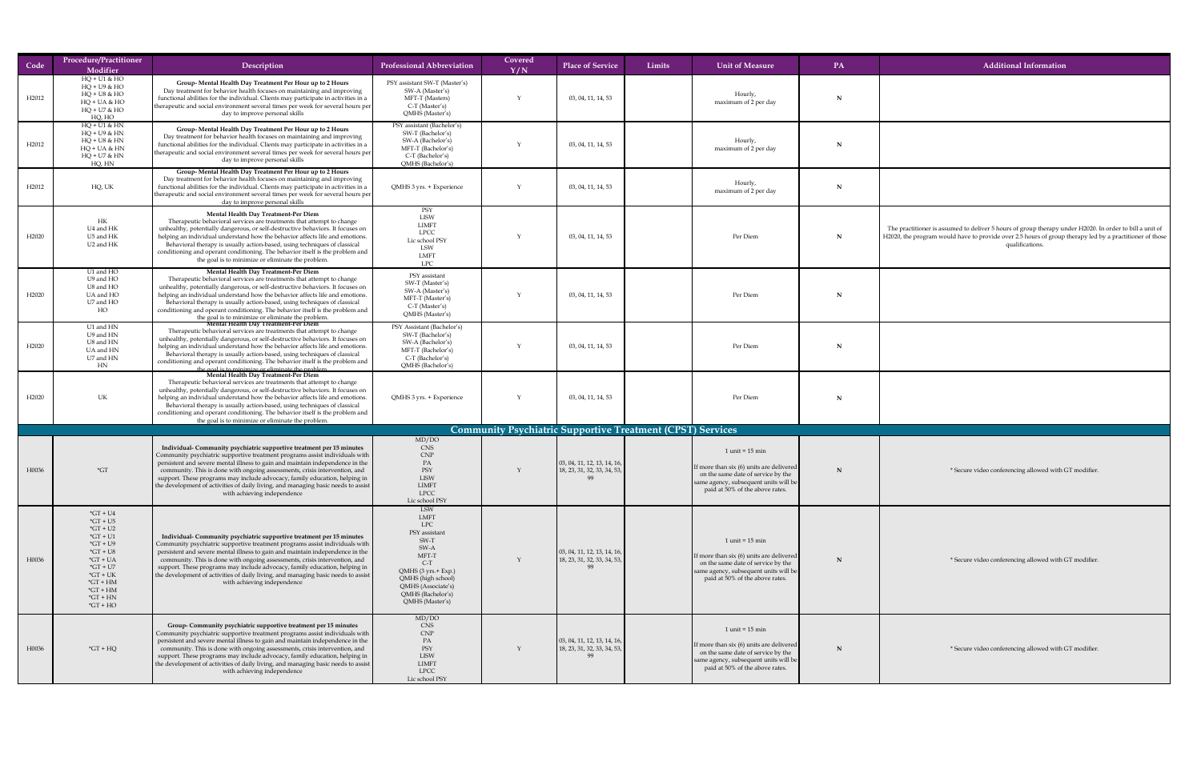| Code | Procedure/Practitioner Modifier | Description | Professional Abbreviation | Covered Y/N | Place of Service | Limits | Unit of Measure | PA | Additional Information |
|---|---|---|---|---|---|---|---|---|---|
| H2012 | HQ + U1 & HO<br>HQ + U9 & HO<br>HQ + U8 & HO<br>HQ + UA & HO<br>HQ + U7 & HO<br>HQ, HO | **Group- Mental Health Day Treatment Per Hour up to 2 Hours**<br>Day treatment for behavior health focuses on maintaining and improving functional abilities for the individual. Clients may participate in activities in a therapeutic and social environment several times per week for several hours per day to improve personal skills | PSY assistant SW-T (Master's)<br>SW-A (Master's)<br>MFT-T (Masters)<br>C-T (Master's)<br>QMHS (Master's) | Y | 03, 04, 11, 14, 53 | | Hourly, maximum of 2 per day | N | |
| H2012 | HQ + U1 & HN<br>HQ + U9 & HN<br>HQ + U8 & HN<br>HQ + UA & HN<br>HQ + U7 & HN<br>HQ, HN | **Group- Mental Health Day Treatment Per Hour up to 2 Hours**<br>Day treatment for behavior health focuses on maintaining and improving functional abilities for the individual. Clients may participate in activities in a therapeutic and social environment several times per week for several hours per day to improve personal skills | PSY assistant (Bachelor's)<br>SW-T (Bachelor's)<br>SW-A (Bachelor's)<br>MFT-T (Bachelor's)<br>C-T (Bachelor's)<br>QMHS (Bachelor's) | Y | 03, 04, 11, 14, 53 | | Hourly, maximum of 2 per day | N | |
| H2012 | HQ, UK | **Group- Mental Health Day Treatment Per Hour up to 2 Hours**<br>Day treatment for behavior health focuses on maintaining and improving functional abilities for the individual. Clients may participate in activities in a therapeutic and social environment several times per week for several hours per day to improve personal skills | QMHS 3 yrs. + Experience | Y | 03, 04, 11, 14, 53 | | Hourly, maximum of 2 per day | N | |
| H2020 | HK<br>U4 and HK<br>U5 and HK<br>U2 and HK | **Mental Health Day Treatment-Per Diem**<br>Therapeutic behavioral services are treatments that attempt to change unhealthy, potentially dangerous, or self-destructive behaviors. It focuses on helping an individual understand how the behavior affects life and emotions. Behavioral therapy is usually action-based, using techniques of classical conditioning and operant conditioning. The behavior itself is the problem and the goal is to minimize or eliminate the problem. | PSY<br>LISW<br>LIMFT<br>LPCC<br>Lic school PSY<br>LSW<br>LMFT<br>LPC | Y | 03, 04, 11, 14, 53 | | Per Diem | N | The practitioner is assumed to deliver 5 hours of group therapy under H2020. In order to bill a unit of H2020, the program would have to provide over 2.5 hours of group therapy led by a practitioner of those qualifications. |
| H2020 | U1 and HO<br>U9 and HO<br>U8 and HO<br>UA and HO<br>U7 and HO<br>HO | **Mental Health Day Treatment-Per Diem**<br>Therapeutic behavioral services are treatments that attempt to change unhealthy, potentially dangerous, or self-destructive behaviors. It focuses on helping an individual understand how the behavior affects life and emotions. Behavioral therapy is usually action-based, using techniques of classical conditioning and operant conditioning. The behavior itself is the problem and the goal is to minimize or eliminate the problem. | PSY assistant<br>SW-T (Master's)<br>SW-A (Master's)<br>MFT-T (Master's)<br>C-T (Master's)<br>QMHS (Master's) | Y | 03, 04, 11, 14, 53 | | Per Diem | N | |
| H2020 | U1 and HN<br>U9 and HN<br>U8 and HN<br>UA and HN<br>U7 and HN<br>HN | **Mental Health Day Treatment-Per Diem**<br>Therapeutic behavioral services are treatments that attempt to change unhealthy, potentially dangerous, or self-destructive behaviors. It focuses on helping an individual understand how the behavior affects life and emotions. Behavioral therapy is usually action-based, using techniques of classical conditioning and operant conditioning. The behavior itself is the problem and the goal is to minimize or eliminate the problem. | PSY Assistant (Bachelor's)<br>SW-T (Bachelor's)<br>SW-A (Bachelor's)<br>MFT-T (Bachelor's)<br>C-T (Bachelor's)<br>QMHS (Bachelor's) | Y | 03, 04, 11, 14, 53 | | Per Diem | N | |
| H2020 | UK | **Mental Health Day Treatment-Per Diem**<br>Therapeutic behavioral services are treatments that attempt to change unhealthy, potentially dangerous, or self-destructive behaviors. It focuses on helping an individual understand how the behavior affects life and emotions. Behavioral therapy is usually action-based, using techniques of classical conditioning and operant conditioning. The behavior itself is the problem and the goal is to minimize or eliminate the problem. | QMHS 3 yrs. + Experience | Y | 03, 04, 11, 14, 53 | | Per Diem | N | |
| **Community Psychiatric Supportive Treatment (CPST) Services** | | | | | | | | | |
| H0036 | *GT | **Individual- Community psychiatric supportive treatment per 15 minutes**<br>Community psychiatric supportive treatment programs assist individuals with persistent and severe mental illness to gain and maintain independence in the community. This is done with ongoing assessments, crisis intervention, and support. These programs may include advocacy, family education, helping in the development of activities of daily living, and managing basic needs to assist with achieving independence | MD/DO<br>CNS<br>CNP<br>PA<br>PSY<br>LISW<br>LIMFT<br>LPCC<br>Lic school PSY | Y | 03, 04, 11, 12, 13, 14, 16, 18, 23, 31, 32, 33, 34, 53, 99 | | 1 unit = 15 min<br>If more than six (6) units are delivered on the same date of service by the same agency, subsequent units will be paid at 50% of the above rates. | N | * Secure video conferencing allowed with GT modifier. |
| H0036 | *GT + U4<br>*GT + U5<br>*GT + U2<br>*GT + U1<br>*GT + U9<br>*GT + U8<br>*GT + UA<br>*GT + U7<br>*GT + UK<br>*GT + HM<br>*GT + HN<br>*GT + HO | **Individual- Community psychiatric supportive treatment per 15 minutes**<br>Community psychiatric supportive treatment programs assist individuals with persistent and severe mental illness to gain and maintain independence in the community. This is done with ongoing assessments, crisis intervention, and support. These programs may include advocacy, family education, helping in the development of activities of daily living, and managing basic needs to assist with achieving independence | LSW<br>LMFT<br>LPC<br>PSY assistant<br>SW-T<br>SW-A<br>MFT-T<br>C-T<br>QMHS (3 yrs.+ Exp.)<br>QMHS (high school)<br>QMHS (Associate's)<br>QMHS (Bachelor's)<br>QMHS (Master's) | Y | 03, 04, 11, 12, 13, 14, 16, 18, 23, 31, 32, 33, 34, 53, 99 | | 1 unit = 15 min<br>If more than six (6) units are delivered on the same date of service by the same agency, subsequent units will be paid at 50% of the above rates. | N | * Secure video conferencing allowed with GT modifier. |
| H0036 | *GT + HQ | **Group- Community psychiatric supportive treatment per 15 minutes**<br>Community psychiatric supportive treatment programs assist individuals with persistent and severe mental illness to gain and maintain independence in the community. This is done with ongoing assessments, crisis intervention, and support. These programs may include advocacy, family education, helping in the development of activities of daily living, and managing basic needs to assist with achieving independence | MD/DO<br>CNS<br>CNP<br>PA<br>PSY<br>LISW<br>LIMFT<br>LPCC<br>Lic school PSY | Y | 03, 04, 11, 12, 13, 14, 16, 18, 23, 31, 32, 33, 34, 53, 99 | | 1 unit = 15 min<br>If more than six (6) units are delivered on the same date of service by the same agency, subsequent units will be paid at 50% of the above rates. | N | * Secure video conferencing allowed with GT modifier. |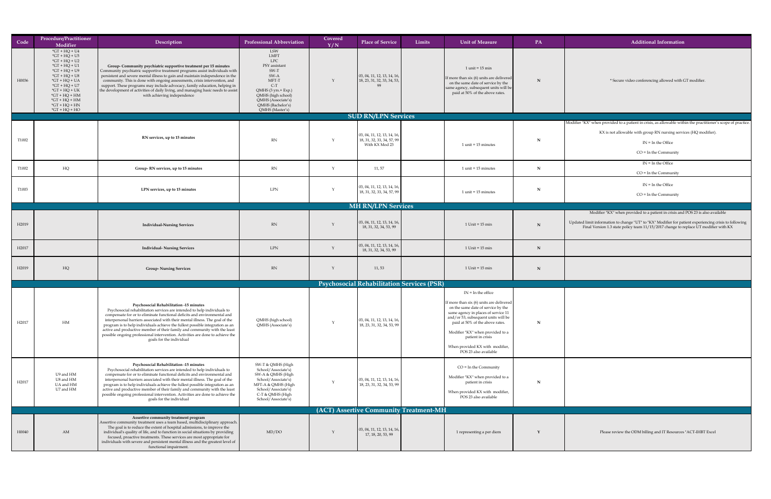| Code | Procedure/Practitioner Modifier | Description | Professional Abbreviation | Covered Y/N | Place of Service | Limits | Unit of Measure | PA | Additional Information |
|---|---|---|---|---|---|---|---|---|---|
| H0036 | *GT + HQ + U4<br>*GT + HQ + U5<br>*GT + HQ + U2<br>*GT + HQ + U1<br>*GT + HQ + U9<br>*GT + HQ + U8<br>*GT + HQ + UA<br>*GT + HQ + U7<br>*GT + HQ + UK<br>*GT + HQ + HM<br>*GT + HQ + HM<br>*GT + HQ + HN<br>*GT + HQ + HO | **Group- Community psychiatric supportive treatment per 15 minutes**<br>Community psychiatric supportive treatment programs assist individuals with persistent and severe mental illness to gain and maintain independence in the community. This is done with ongoing assessments, crisis intervention, and support. These programs may include advocacy, family education, helping in the development of activities of daily living, and managing basic needs to assist with achieving independence | LSW<br>LMFT<br>LPC<br>PSY assistant<br>SW-T<br>SW-A<br>MFT-T<br>C-T<br>QMHS (3 yrs.+ Exp.)<br>QMHS (high school)<br>QMHS (Associate's)<br>QMHS (Bachelor's)<br>QMHS (Master's) | Y | 03, 04, 11, 12, 13, 14, 16, 18, 23, 31, 32, 33, 34, 53, 99 | | 1 unit = 15 min<br>If more than six (6) units are delivered on the same date of service by the same agency, subsequent units will be paid at 50% of the above rates. | N | * Secure video conferencing allowed with GT modifier. |
| **SUD RN/LPN Services** | | | | | | | | | |
| T1002 | | **RN services, up to 15 minutes** | RN | Y | 03, 04, 11, 12, 13, 14, 16, 18, 31, 32, 33, 34, 57, 99 With KX Mod 23 | | 1 unit = 15 minutes | N | Modifier "KX" when provided to a patient in crisis, as allowable within the practitioner's scope of practice.<br>KX is not allowable with group RN nursing services (HQ modifier).<br>IN = In the Office<br>CO = In the Community |
| T1002 | HQ | **Group- RN services, up to 15 minutes** | RN | Y | 11, 57 | | 1 unit = 15 minutes | N | IN = In the Office<br>CO = In the Community |
| T1003 | | **LPN services, up to 15 minutes** | LPN | Y | 03, 04, 11, 12, 13, 14, 16, 18, 31, 32, 33, 34, 57, 99 | | 1 unit = 15 minutes | N | IN = In the Office<br>CO = In the Community |
| **MH RN/LPN Services** | | | | | | | | | |
| H2019 | | **Individual-Nursing Services** | RN | Y | 03, 04, 11, 12, 13, 14, 16, 18, 31, 32, 34, 53, 99 | | 1 Unit = 15 min | N | Modifier "KX" when provided to a patient in crisis and POS 23 is also available<br>Updated limit information to change "UT" to "KX" Modifier for patient experiencing crisis to following Final Version 1.3 state policy team 11/15/2017 change to replace UT modifier with KX |
| H2017 | | **Individual- Nursing Services** | LPN | Y | 03, 04, 11, 12, 13, 14, 16, 18, 31, 32, 34, 53, 99 | | 1 Unit = 15 min | N | |
| H2019 | HQ | **Group- Nursing Services** | RN | Y | 11, 53 | | 1 Unit = 15 min | N | |
| **Psychosocial Rehabilitation Services (PSR)** | | | | | | | | | |
| H2017 | HM | **Psychosocial Rehabilitation -15 minutes**<br>Psychosocial rehabilitation services are intended to help individuals to compensate for or to eliminate functional deficits and environmental and interpersonal barriers associated with their mental illness. The goal of the program is to help individuals achieve the fullest possible integration as an active and productive member of their family and community with the least possible ongoing professional intervention. Activities are done to achieve the goals for the individual | QMHS (high school)<br>QMHS (Associate's) | Y | 03, 04, 11, 12, 13, 14, 16, 18, 23, 31, 32, 34, 53, 99 | | IN = In the office<br>If more than six (6) units are delivered on the same date of service by the same agency in places of service 11 and/or 53, subsequent units will be paid at 50% of the above rates.<br>Modifier "KX" when provided to a patient in crisis<br>When provided KX with modifier, POS 23 also available | N | |
| H2017 | U9 and HM<br>U8 and HM<br>UA and HM<br>U7 and HM | **Psychosocial Rehabilitation -15 minutes**<br>Psychosocial rehabilitation services are intended to help individuals to compensate for or to eliminate functional deficits and environmental and interpersonal barriers associated with their mental illness. The goal of the program is to help individuals achieve the fullest possible integration as an active and productive member of their family and community with the least possible ongoing professional intervention. Activities are done to achieve the goals for the individual | SW-T & QMHS (High School/Associate's)<br>SW-A & QMHS (High School/Associate's)<br>MFT-A & QMHS (High School/Associate's)<br>C-T & QMHS (High School/Associate's) | Y | 03, 04, 11, 12, 13, 14, 16, 18, 23, 31, 32, 34, 53, 99 | | CO = In the Community<br>Modifier "KX" when provided to a patient in crisis<br>When provided KX with modifier, POS 23 also available | N | |
| **(ACT) Assertive Community Treatment-MH** | | | | | | | | | |
| H0040 | AM | **Assertive community treatment program**<br>Assertive community treatment uses a team based, multidisciplinary approach. The goal is to reduce the extent of hospital admissions, to improve the individual's quality of life, and to function in social situations by providing focused, proactive treatments. These services are most appropriate for individuals with severe and persistent mental illness and the greatest level of functional impairment. | MD/DO | Y | 03, 04, 11, 12, 13, 14, 16, 17, 18, 20, 53, 99 | | 1 representing a per diem | Y | Please review the ODM billing and IT Resources "ACT-IHBT Excel |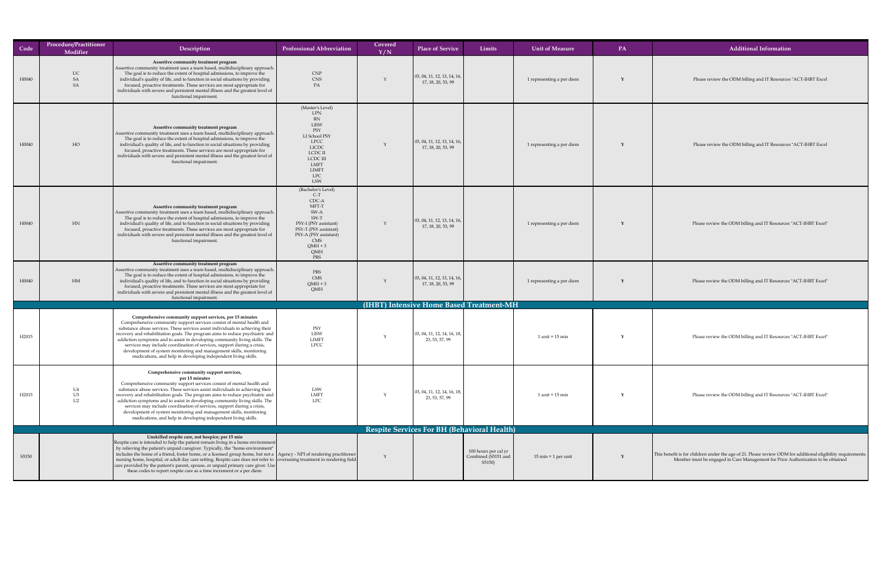| Code | Procedure/Practitioner Modifier | Description | Professional Abbreviation | Covered Y/N | Place of Service | Limits | Unit of Measure | PA | Additional Information |
|---|---|---|---|---|---|---|---|---|---|
| H0040 | UC SA SA | **Assertive community treatment program** Assertive community treatment uses a team based, multidisciplinary approach. The goal is to reduce the extent of hospital admissions, to improve the individual's quality of life, and to function in social situations by providing focused, proactive treatments. These services are most appropriate for individuals with severe and persistent mental illness and the greatest level of functional impairment. | CNP CNS PA | Y | 03, 04, 11, 12, 13, 14, 16, 17, 18, 20, 53, 99 | | 1 representing a per diem | Y | Please review the ODM billing and IT Resources "ACT-IHBT Excel |
| H0040 | HO | **Assertive community treatment program** Assertive community treatment uses a team based, multidisciplinary approach. The goal is to reduce the extent of hospital admissions, to improve the individual's quality of life, and to function in social situations by providing focused, proactive treatments. These services are most appropriate for individuals with severe and persistent mental illness and the greatest level of functional impairment. | (Master's Level) LPN RN LISW PSY LI School PSY LPCC LICDC LCDC II LCDC III LMFT LIMFT LPC LSW | Y | 03, 04, 11, 12, 13, 14, 16, 17, 18, 20, 53, 99 | | 1 representing a per diem | Y | Please review the ODM billing and IT Resources "ACT-IHBT Excel |
| H0040 | HN | **Assertive community treatment program** Assertive community treatment uses a team based, multidisciplinary approach. The goal is to reduce the extent of hospital admissions, to improve the individual's quality of life, and to function in social situations by providing focused, proactive treatments. These services are most appropriate for individuals with severe and persistent mental illness and the greatest level of functional impairment. | (Bachelor's Level) C-T CDC-A MFT-T SW-A SW-T PSY-I (PSY assistant) PSY-T (PSY assistant) PSY-A (PSY assistant) CMS QMH + 3 QMH PRS | Y | 03, 04, 11, 12, 13, 14, 16, 17, 18, 20, 53, 99 | | 1 representing a per diem | Y | Please review the ODM billing and IT Resources "ACT-IHBT Excel" |
| H0040 | HM | **Assertive community treatment program** Assertive community treatment uses a team based, multidisciplinary approach. The goal is to reduce the extent of hospital admissions, to improve the individual's quality of life, and to function in social situations by providing focused, proactive treatments. These services are most appropriate for individuals with severe and persistent mental illness and the greatest level of functional impairment. | PRS CMS QMH + 3 QMH | Y | 03, 04, 11, 12, 13, 14, 16, 17, 18, 20, 53, 99 | | 1 representing a per diem | Y | Please review the ODM billing and IT Resources "ACT-IHBT Excel" |
| **(IHBT) Intensive Home Based Treatment-MH** | | | | | | | | | |
| H2015 | | **Comprehensive community support services, per 15 minutes** Comprehensive community support services consist of mental health and substance abuse services. These services assist individuals in achieving their recovery and rehabilitation goals. The program aims to reduce psychiatric and addiction symptoms and to assist in developing community living skills. The services may include coordination of services, support during a crisis, development of system monitoring and management skills, monitoring medications, and help in developing independent living skills. | PSY LISW LIMFT LPCC | Y | 03, 04, 11, 12, 14, 16, 18, 23, 53, 57, 99 | | 1 unit = 15 min | Y | Please review the ODM billing and IT Resources "ACT-IHBT Excel" |
| H2015 | U4 U5 U2 | **Comprehensive community support services, per 15 minutes** Comprehensive community support services consist of mental health and substance abuse services. These services assist individuals in achieving their recovery and rehabilitation goals. The program aims to reduce psychiatric and addiction symptoms and to assist in developing community living skills. The services may include coordination of services, support during a crisis, development of system monitoring and management skills, monitoring medications, and help in developing independent living skills. | LSW LMFT LPC | Y | 03, 04, 11, 12, 14, 16, 18, 23, 53, 57, 99 | | 1 unit = 15 min | Y | Please review the ODM billing and IT Resources "ACT-IHBT Excel" |
| **Respite Services For BH (Behavioral Health)** | | | | | | | | | |
| S5150 | | **Unskilled respite care, not hospice; per 15 min** Respite care is intended to help the patient remain living in a home environment by relieving the patient's unpaid caregiver. Typically, the "home environment" includes the home of a friend, foster home, or a licensed group home, but not a nursing home, hospital, or adult day care setting. Respite care does not refer to care provided by the patient's parent, spouse, or unpaid primary care giver. Use these codes to report respite care as a time increment or a per diem. | Agency - NPI of rendering practitioner overseeing treatment in rendering field | Y | | 100 hours per cal yr Combined (S5151 and S5150) | 15 min = 1 per unit | Y | This benefit is for children under the age of 21. Please review ODM for additional eligibility requirements. Member must be engaged in Care Management for Prior Authorization to be obtained |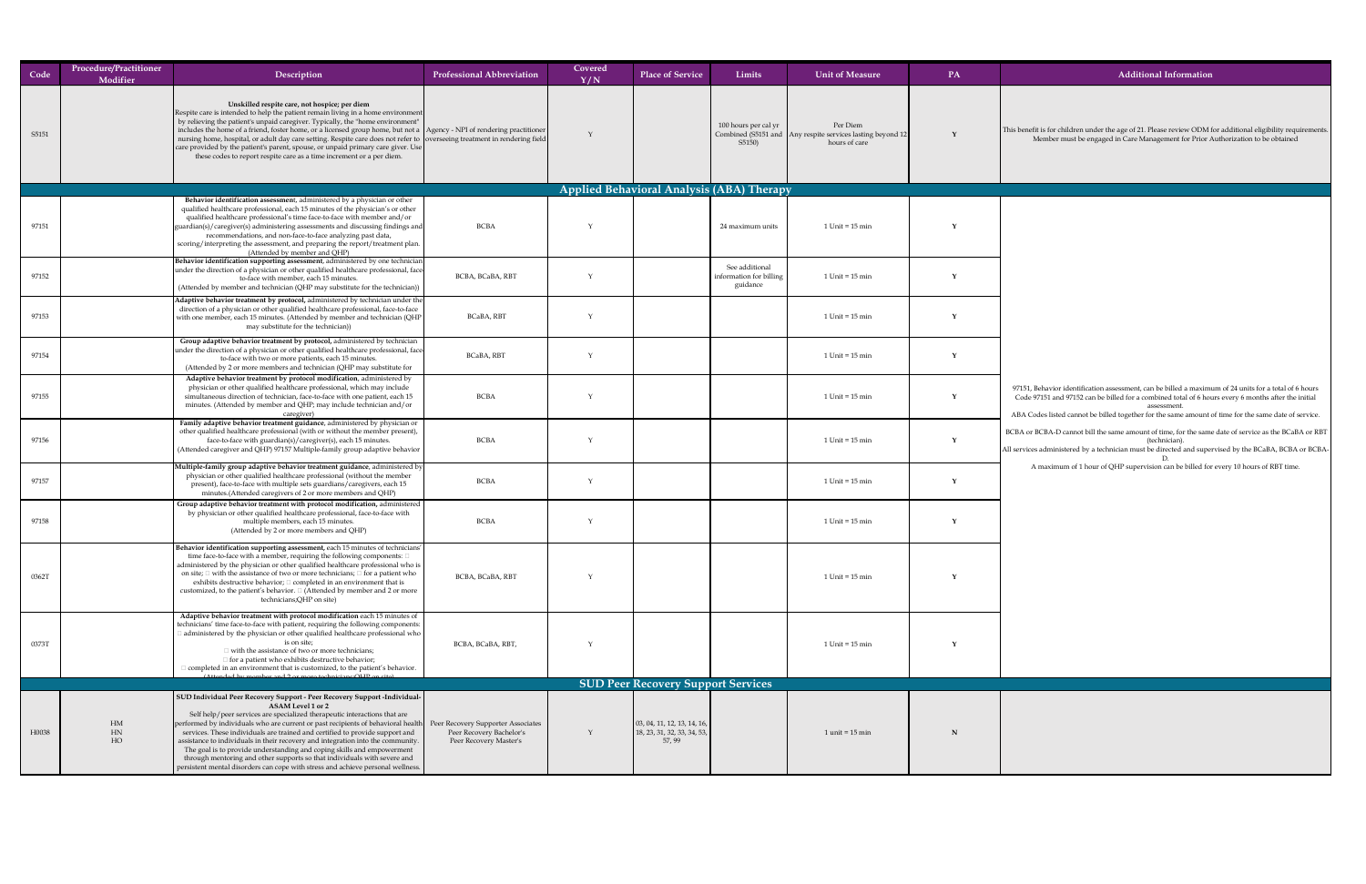| Code | Procedure/Practitioner Modifier | Description | Professional Abbreviation | Covered Y/N | Place of Service | Limits | Unit of Measure | PA | Additional Information |
|---|---|---|---|---|---|---|---|---|---|
| S5151 | | **Unskilled respite care, not hospice; per diem** Respite care is intended to help the patient remain living in a home environment by relieving the patient's unpaid caregiver. Typically, the "home environment" includes the home of a friend, foster home, or a licensed group home, but not a nursing home, hospital, or adult day care setting. Respite care does not refer to care provided by the patient's parent, spouse, or unpaid primary care giver. Use these codes to report respite care as a time increment or a per diem. | Agency - NPI of rendering practitioner overseeing treatment in rendering field | Y | | 100 hours per cal yr Combined (S5151 and S5150) | Per Diem Any respite services lasting beyond 12 hours of care | Y | This benefit is for children under the age of 21. Please review ODM for additional eligibility requirements. Member must be engaged in Care Management for Prior Authorization to be obtained |
| **Applied Behavioral Analysis (ABA) Therapy** | | | | | | | | | |
| 97151 | | **Behavior identification assessment**, administered by a physician or other qualified healthcare professional, each 15 minutes of the physician's or other qualified healthcare professional's time face-to-face with member and/or guardian(s)/caregiver(s) administering assessments and discussing findings and recommendations, and non-face-to-face analyzing past data, scoring/interpreting the assessment, and preparing the report/treatment plan. (Attended by member and QHP) | BCBA | Y | | 24 maximum units | 1 Unit = 15 min | Y | 97151, Behavior identification assessment, can be billed a maximum of 24 units for a total of 6 hours Code 97151 and 97152 can be billed for a combined total of 6 hours every 6 months after the initial assessment. ABA Codes listed cannot be billed together for the same amount of time for the same date of service. BCBA or BCBA-D cannot bill the same amount of time, for the same date of service as the BCaBA or RBT (technician). All services administered by a technician must be directed and supervised by the BCaBA, BCBA or BCBA-D. A maximum of 1 hour of QHP supervision can be billed for every 10 hours of RBT time. |
| 97152 | | **Behavior identification supporting assessment**, administered by one technician under the direction of a physician or other qualified healthcare professional, face-to-face with member, each 15 minutes. (Attended by member and technician (QHP may substitute for the technician)) | BCBA, BCaBA, RBT | Y | | See additional information for billing guidance | 1 Unit = 15 min | Y | |
| 97153 | | **Adaptive behavior treatment by protocol,** administered by technician under the direction of a physician or other qualified healthcare professional, face-to-face with one member, each 15 minutes. (Attended by member and technician (QHP may substitute for the technician)) | BCaBA, RBT | Y | | | 1 Unit = 15 min | Y | |
| 97154 | | **Group adaptive behavior treatment by protocol,** administered by technician under the direction of a physician or other qualified healthcare professional, face-to-face with two or more patients, each 15 minutes. (Attended by 2 or more members and technician (QHP may substitute for | BCaBA, RBT | Y | | | 1 Unit = 15 min | Y | |
| 97155 | | **Adaptive behavior treatment by protocol modification**, administered by physician or other qualified healthcare professional, which may include simultaneous direction of technician, face-to-face with one patient, each 15 minutes. (Attended by member and QHP; may include technician and/or caregiver) | BCBA | Y | | | 1 Unit = 15 min | Y | |
| 97156 | | **Family adaptive behavior treatment guidance**, administered by physician or other qualified healthcare professional (with or without the member present), face-to-face with guardian(s)/caregiver(s), each 15 minutes. (Attended caregiver and QHP) 97157 Multiple-family group adaptive behavior | BCBA | Y | | | 1 Unit = 15 min | Y | |
| 97157 | | **Multiple-family group adaptive behavior treatment guidance**, administered by physician or other qualified healthcare professional (without the member present), face-to-face with multiple sets guardians/caregivers, each 15 minutes.(Attended caregivers of 2 or more members and QHP) | BCBA | Y | | | 1 Unit = 15 min | Y | |
| 97158 | | **Group adaptive behavior treatment with protocol modification,** administered by physician or other qualified healthcare professional, face-to-face with multiple members, each 15 minutes. (Attended by 2 or more members and QHP) | BCBA | Y | | | 1 Unit = 15 min | Y | |
| 0362T | | **Behavior identification supporting assessment,** each 15 minutes of technicians' time face-to-face with a member, requiring the following components: □ administered by the physician or other qualified healthcare professional who is on site; □ with the assistance of two or more technicians; □ for a patient who exhibits destructive behavior; □ completed in an environment that is customized, to the patient's behavior. □ (Attended by member and 2 or more technicians;QHP on site) | BCBA, BCaBA, RBT | Y | | | 1 Unit = 15 min | Y | |
| 0373T | | **Adaptive behavior treatment with protocol modification** each 15 minutes of technicians' time face-to-face with patient, requiring the following components: □ administered by the physician or other qualified healthcare professional who is on site; □ with the assistance of two or more technicians; □ for a patient who exhibits destructive behavior; □ completed in an environment that is customized, to the patient's behavior. (Attended by member and 2 or more technicians;QHP on site) | BCBA, BCaBA, RBT, | Y | | | 1 Unit = 15 min | Y | |
| **SUD Peer Recovery Support Services** | | | | | | | | | |
| H0038 | HM HN HO | **SUD Individual Peer Recovery Support - Peer Recovery Support -Individual- ASAM Level 1 or 2** Self help/peer services are specialized therapeutic interactions that are performed by individuals who are current or past recipients of behavioral health services. These individuals are trained and certified to provide support and assistance to individuals in their recovery and integration into the community. The goal is to provide understanding and coping skills and empowerment through mentoring and other supports so that individuals with severe and persistent mental disorders can cope with stress and achieve personal wellness. | Peer Recovery Supporter Associates Peer Recovery Bachelor's Peer Recovery Master's | Y | 03, 04, 11, 12, 13, 14, 16, 18, 23, 31, 32, 33, 34, 53, 57, 99 | | 1 unit = 15 min | N | |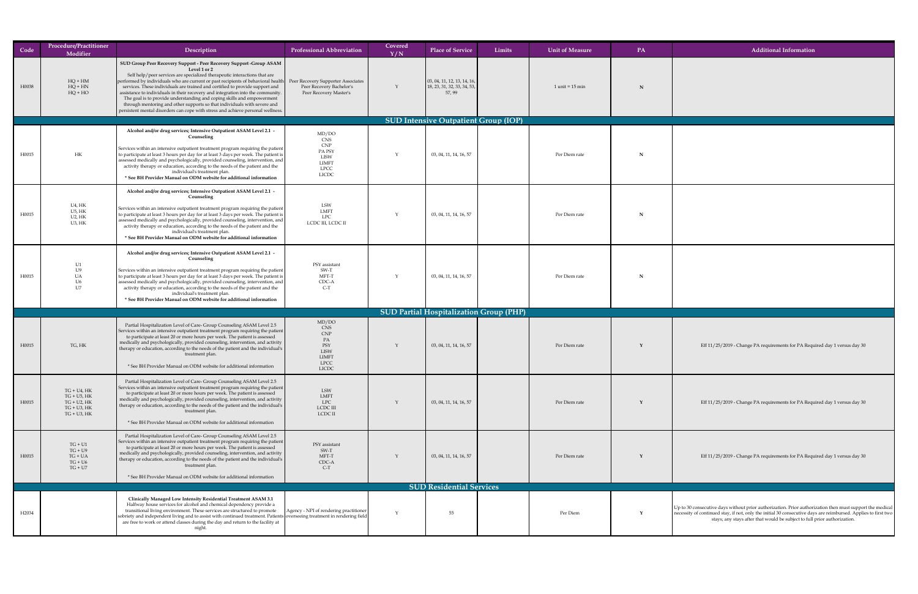| Code | Procedure/Practitioner Modifier | Description | Professional Abbreviation | Covered Y/N | Place of Service | Limits | Unit of Measure | PA | Additional Information |
|---|---|---|---|---|---|---|---|---|---|
| H0038 | HQ + HM<br>HQ + HN<br>HQ + HO | **SUD Group Peer Recovery Support - Peer Recovery Support -Group ASAM Level 1 or 2**<br>Self help/peer services are specialized therapeutic interactions that are performed by individuals who are current or past recipients of behavioral health services. These individuals are trained and certified to provide support and assistance to individuals in their recovery and integration into the community. The goal is to provide understanding and coping skills and empowerment through mentoring and other supports so that individuals with severe and persistent mental disorders can cope with stress and achieve personal wellness. | Peer Recovery Supporter Associates<br>Peer Recovery Bachelor's<br>Peer Recovery Master's | Y | 03, 04, 11, 12, 13, 14, 16, 18, 23, 31, 32, 33, 34, 53, 57, 99 | | 1 unit = 15 min | N | |
| | | **SUD Intensive Outpatient Group (IOP)** | | | | | | | |
| H0015 | HK | **Alcohol and/or drug services; Intensive Outpatient ASAM Level 2.1 - Counseling**<br>Services within an intensive outpatient treatment program requiring the patient to participate at least 3 hours per day for at least 3 days per week. The patient is assessed medically and psychologically, provided counseling, intervention, and activity therapy or education, according to the needs of the patient and the individual's treatment plan.<br>**\* See BH Provider Manual on ODM website for additional information** | MD/DO<br>CNS<br>CNP<br>PA PSY<br>LISW<br>LIMFT<br>LPCC<br>LICDC | Y | 03, 04, 11, 14, 16, 57 | | Per Diem rate | N | |
| H0015 | U4, HK<br>U5, HK<br>U2, HK<br>U3, HK | **Alcohol and/or drug services; Intensive Outpatient ASAM Level 2.1 - Counseling**<br>Services within an intensive outpatient treatment program requiring the patient to participate at least 3 hours per day for at least 3 days per week. The patient is assessed medically and psychologically, provided counseling, intervention, and activity therapy or education, according to the needs of the patient and the individual's treatment plan.<br>**\* See BH Provider Manual on ODM website for additional information** | LSW<br>LMFT<br>LPC<br>LCDC III, LCDC II | Y | 03, 04, 11, 14, 16, 57 | | Per Diem rate | N | |
| H0015 | U1<br>U9<br>UA<br>U6<br>U7 | **Alcohol and/or drug services; Intensive Outpatient ASAM Level 2.1 - Counseling**<br>Services within an intensive outpatient treatment program requiring the patient to participate at least 3 hours per day for at least 3 days per week. The patient is assessed medically and psychologically, provided counseling, intervention, and activity therapy or education, according to the needs of the patient and the individual's treatment plan.<br>**\* See BH Provider Manual on ODM website for additional information** | PSY assistant<br>SW-T<br>MFT-T<br>CDC-A<br>C-T | Y | 03, 04, 11, 14, 16, 57 | | Per Diem rate | N | |
| | | **SUD Partial Hospitalization Group (PHP)** | | | | | | | |
| H0015 | TG, HK | Partial Hospitalization Level of Care- Group Counseling ASAM Level 2.5 Services within an intensive outpatient treatment program requiring the patient to participate at least 20 or more hours per week. The patient is assessed medically and psychologically, provided counseling, intervention, and activity therapy or education, according to the needs of the patient and the individual's treatment plan.<br>\* See BH Provider Manual on ODM website for additional information | MD/DO<br>CNS<br>CNP<br>PA<br>PSY<br>LISW<br>LIMFT<br>LPCC<br>LICDC | Y | 03, 04, 11, 14, 16, 57 | | Per Diem rate | Y | Eff 11/25/2019 - Change PA requirements for PA Required day 1 versus day 30 |
| H0015 | TG + U4, HK<br>TG + U5, HK<br>TG + U2, HK<br>TG + U3, HK<br>TG + U3, HK | Partial Hospitalization Level of Care- Group Counseling ASAM Level 2.5 Services within an intensive outpatient treatment program requiring the patient to participate at least 20 or more hours per week. The patient is assessed medically and psychologically, provided counseling, intervention, and activity therapy or education, according to the needs of the patient and the individual's treatment plan.<br>\* See BH Provider Manual on ODM website for additional information | LSW<br>LMFT<br>LPC<br>LCDC III<br>LCDC II | Y | 03, 04, 11, 14, 16, 57 | | Per Diem rate | Y | Eff 11/25/2019 - Change PA requirements for PA Required day 1 versus day 30 |
| H0015 | TG + U1<br>TG + U9<br>TG + UA<br>TG + U6<br>TG + U7 | Partial Hospitalization Level of Care- Group Counseling ASAM Level 2.5 Services within an intensive outpatient treatment program requiring the patient to participate at least 20 or more hours per week. The patient is assessed medically and psychologically, provided counseling, intervention, and activity therapy or education, according to the needs of the patient and the individual's treatment plan.<br>\* See BH Provider Manual on ODM website for additional information | PSY assistant<br>SW-T<br>MFT-T<br>CDC-A<br>C-T | Y | 03, 04, 11, 14, 16, 57 | | Per Diem rate | Y | Eff 11/25/2019 - Change PA requirements for PA Required day 1 versus day 30 |
| | | **SUD Residential Services** | | | | | | | |
| H2034 | | **Clinically Managed Low Intensity Residential Treatment ASAM 3.1**<br>Halfway house services for alcohol and chemical dependency provide a transitional living environment. These services are structured to promote sobriety and independent living and to assist with continued treatment. Patients are free to work or attend classes during the day and return to the facility at night. | Agency - NPI of rendering practitioner overseeing treatment in rendering field | Y | 55 | | Per Diem | Y | Up to 30 consecutive days without prior authorization. Prior authorization then must support the medical necessity of continued stay, if not, only the initial 30 consecutive days are reimbursed. Applies to first two stays; any stays after that would be subject to full prior authorization. |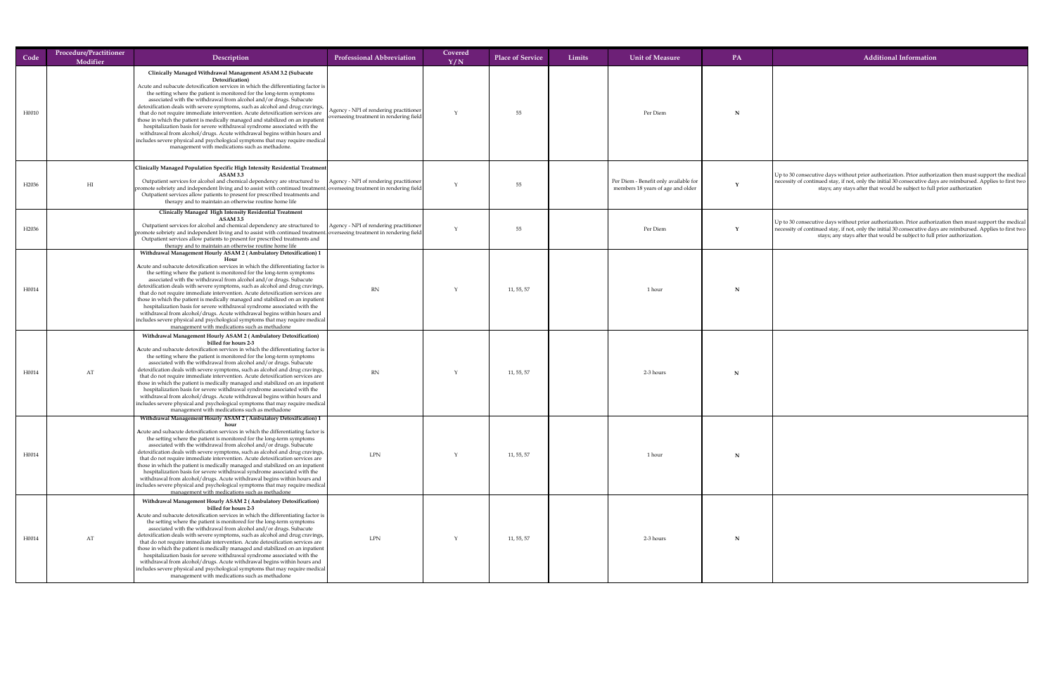| Code | Procedure/Practitioner Modifier | Description | Professional Abbreviation | Covered Y/N | Place of Service | Limits | Unit of Measure | PA | Additional Information |
|---|---|---|---|---|---|---|---|---|---|
| H0010 | | **Clinically Managed Withdrawal Management ASAM 3.2 (Subacute Detoxification)** Acute and subacute detoxification services in which the differentiating factor is the setting where the patient is monitored for the long-term symptoms associated with the withdrawal from alcohol and/or drugs. Subacute detoxification deals with severe symptoms, such as alcohol and drug cravings, that do not require immediate intervention. Acute detoxification services are those in which the patient is medically managed and stabilized on an inpatient hospitalization basis for severe withdrawal syndrome associated with the withdrawal from alcohol/drugs. Acute withdrawal begins within hours and includes severe physical and psychological symptoms that may require medical management with medications such as methadone. | Agency - NPI of rendering practitioner overseeing treatment in rendering field | Y | 55 | | Per Diem | N | |
| H2036 | HI | **Clinically Managed Population Specific High Intensity Residential Treatment ASAM 3.3** Outpatient services for alcohol and chemical dependency are structured to promote sobriety and independent living and to assist with continued treatment. Outpatient services allow patients to present for prescribed treatments and therapy and to maintain an otherwise routine home life | Agency - NPI of rendering practitioner overseeing treatment in rendering field | Y | 55 | | Per Diem - Benefit only available for members 18 years of age and older | Y | Up to 30 consecutive days without prior authorization. Prior authorization then must support the medical necessity of continued stay, if not, only the initial 30 consecutive days are reimbursed. Applies to first two stays; any stays after that would be subject to full prior authorization |
| H2036 | | **Clinically Managed High Intensity Residential Treatment ASAM 3.5** Outpatient services for alcohol and chemical dependency are structured to promote sobriety and independent living and to assist with continued treatment. Outpatient services allow patients to present for prescribed treatments and therapy and to maintain an otherwise routine home life | Agency - NPI of rendering practitioner overseeing treatment in rendering field | Y | 55 | | Per Diem | Y | Up to 30 consecutive days without prior authorization. Prior authorization then must support the medical necessity of continued stay, if not, only the initial 30 consecutive days are reimbursed. Applies to first two stays; any stays after that would be subject to full prior authorization. |
| H0014 | | **Withdrawal Management Hourly ASAM 2 ( Ambulatory Detoxification) 1 Hour** Acute and subacute detoxification services in which the differentiating factor is the setting where the patient is monitored for the long-term symptoms associated with the withdrawal from alcohol and/or drugs. Subacute detoxification deals with severe symptoms, such as alcohol and drug cravings, that do not require immediate intervention. Acute detoxification services are those in which the patient is medically managed and stabilized on an inpatient hospitalization basis for severe withdrawal syndrome associated with the withdrawal from alcohol/drugs. Acute withdrawal begins within hours and includes severe physical and psychological symptoms that may require medical management with medications such as methadone | RN | Y | 11, 55, 57 | | 1 hour | N | |
| H0014 | AT | **Withdrawal Management Hourly ASAM 2 ( Ambulatory Detoxification) billed for hours 2-3** Acute and subacute detoxification services in which the differentiating factor is the setting where the patient is monitored for the long-term symptoms associated with the withdrawal from alcohol and/or drugs. Subacute detoxification deals with severe symptoms, such as alcohol and drug cravings, that do not require immediate intervention. Acute detoxification services are those in which the patient is medically managed and stabilized on an inpatient hospitalization basis for severe withdrawal syndrome associated with the withdrawal from alcohol/drugs. Acute withdrawal begins within hours and includes severe physical and psychological symptoms that may require medical management with medications such as methadone | RN | Y | 11, 55, 57 | | 2-3 hours | N | |
| H0014 | | **Withdrawal Management Hourly ASAM 2 (Ambulatory Detoxification) 1 hour** Acute and subacute detoxification services in which the differentiating factor is the setting where the patient is monitored for the long-term symptoms associated with the withdrawal from alcohol and/or drugs. Subacute detoxification deals with severe symptoms, such as alcohol and drug cravings, that do not require immediate intervention. Acute detoxification services are those in which the patient is medically managed and stabilized on an inpatient hospitalization basis for severe withdrawal syndrome associated with the withdrawal from alcohol/drugs. Acute withdrawal begins within hours and includes severe physical and psychological symptoms that may require medical management with medications such as methadone | LPN | Y | 11, 55, 57 | | 1 hour | N | |
| H0014 | AT | **Withdrawal Management Hourly ASAM 2 ( Ambulatory Detoxification) billed for hours 2-3** Acute and subacute detoxification services in which the differentiating factor is the setting where the patient is monitored for the long-term symptoms associated with the withdrawal from alcohol and/or drugs. Subacute detoxification deals with severe symptoms, such as alcohol and drug cravings, that do not require immediate intervention. Acute detoxification services are those in which the patient is medically managed and stabilized on an inpatient hospitalization basis for severe withdrawal syndrome associated with the withdrawal from alcohol/drugs. Acute withdrawal begins within hours and includes severe physical and psychological symptoms that may require medical management with medications such as methadone | LPN | Y | 11, 55, 57 | | 2-3 hours | N | |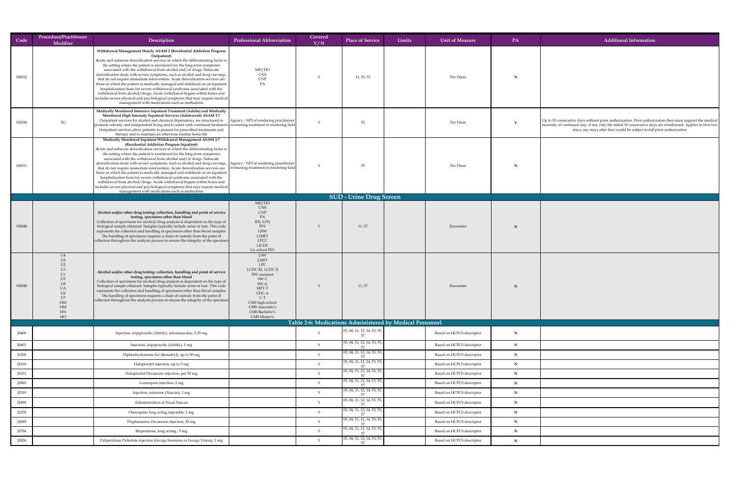| Code | Procedure/Practitioner Modifier | Description | Professional Abbreviation | Covered Y/N | Place of Service | Limits | Unit of Measure | PA | Additional Information |
|---|---|---|---|---|---|---|---|---|---|
| H0012 | | **Withdrawal Management Hourly ASAM 2 (Residential Addiction Program Outpatient)** Acute and subacute detoxification services in which the differentiating factor is the setting where the patient is monitored for the long-term symptoms associated with the withdrawal from alcohol and/or drugs. Subacute detoxification deals with severe symptoms, such as alcohol and drug cravings, that do not require immediate intervention. Acute detoxification services are those in which the patient is medically managed and stabilized on an inpatient hospitalization basis for severe withdrawal syndrome associated with the withdrawal from alcohol/drugs. Acute withdrawal begins within hours and includes severe physical and psychological symptoms that may require medical management with medications such as methadone | MD/DO CNS CNP PA | Y | 11, 55, 57 | | Per Diem | N | |
| H2036 | TG | **Medically Monitored Intensive Inpatient Treatment (Adults) and Medically Monitored High Intensity Inpatient Services (Adolescent) ASAM 3.7** Outpatient services for alcohol and chemical dependency are structured to promote sobriety and independent living and to assist with continued treatment. Outpatient services allow patients to present for prescribed treatments and therapy and to maintain an otherwise routine home life | Agency - NPI of rendering practitioner overseeing treatment in rendering field | Y | 55 | | Per Diem | Y | Up to 30 consecutive days without prior authorization. Prior authorization then must support the medical necessity of continued stay, if not, only the initial 30 consecutive days are reimbursed. Applies to first two stays; any stays after that would be subject to full prior authorization |
| H0011 | | **Medically Monitored Inpatient Withdrawal Management ASAM 3.7 (Residential Addiction Program Inpatient)** Acute and subacute detoxification services in which the differentiating factor is the setting where the patient is monitored for the long-term symptoms associated with the withdrawal from alcohol and/or drugs. Subacute detoxification deals with severe symptoms, such as alcohol and drug cravings, that do not require immediate intervention. Acute detoxification services are those in which the patient is medically managed and stabilized on an inpatient hospitalization basis for severe withdrawal syndrome associated with the withdrawal from alcohol/drugs. Acute withdrawal begins within hours and includes severe physical and psychological symptoms that may require medical management with medications such as methadone | Agency - NPI of rendering practitioner overseeing treatment in rendering field | Y | 55 | | Per Diem | N | |
| **SUD - Urine Drug Screen** | | | | | | | | | |
| H0048 | | **Alcohol and/or other drug testing: collection, handling and point of service testing, specimens other than blood** Collection of specimens for alcohol/drug analysis is dependent on the type of biological sample obtained. Samples typically include urine or hair. This code represents the collection and handling of specimens other than blood samples. The handling of specimens requires a chain of custody from the point of collection throughout the analysis process to ensure the integrity of the specimen | MD/DO CNS CNP PA RN, LPN PSY LISW LIMFT LPCC LICDC Lic school PSY | Y | 11, 57 | | Encounter | N | |
| H0048 | U4 U5 U2 U3 U1 U9 U8 UA U6 U7 HM HM HN HO | **Alcohol and/or other drug testing: collection, handling and point of service testing, specimens other than blood** Collection of specimens for alcohol/drug analysis is dependent on the type of biological sample obtained. Samples typically include urine or hair. This code represents the collection and handling of specimens other than blood samples. The handling of specimens requires a chain of custody from the point of collection throughout the analysis process to ensure the integrity of the specimen | LSW LMFT LPC LCDC III, LCDC II PSY assistant SW-T SW-A MFT-T CDC-A C-T CMS high school CMS Associate's CMS Bachelor's CMS Master's | Y | 11, 57 | | Encounter | N | |
| **Table 2-6: Medications Administered by Medical Personnel** | | | | | | | | | |
| J0400 | | Injection, aripiprazole (Abilify), intramuscular, 0.25 mg | | Y | 03, 04, 11, 12, 14, 53, 55, 57 | | Based on HCPCS descriptor | N | |
| J0401 | | Injection, aripiprazole (Abilify), 1 mg | | Y | 03, 04, 11, 12, 14, 53, 55, 57 | | Based on HCPCS descriptor | N | |
| J1200 | | Diphenhydramine hcl (Benadryl), up to 50 mg | | Y | 03, 04, 11, 12, 14, 53, 55, 57 | | Based on HCPCS descriptor | N | |
| J1630 | | Haloperidol injection, up to 5 mg | | Y | 03, 04, 11, 12, 14, 53, 55, 57 | | Based on HCPCS descriptor | N | |
| J1631 | | Haloperidol Decanoate injection, per 50 mg | | Y | 03, 04, 11, 12, 14, 53, 55, 57 | | Based on HCPCS descriptor | N | |
| J2060 | | Lorazepam injection, 2 mg | | Y | 03, 04, 11, 12, 14, 53, 55, 57 | | Based on HCPCS descriptor | N | |
| J2310 | | Injection, naloxone (Narcan), 1 mg | | Y | 03, 04, 11, 12, 14, 53, 55, 57 | | Based on HCPCS descriptor | N | |
| J3490 | | Administration of Nasal Narcan | | Y | 03, 04, 11, 12, 14, 53, 55, 57 | | Based on HCPCS descriptor | N | |
| J2358 | | Olanzapine long acting injectable, 1 mg | | Y | 03, 04, 11, 12, 14, 53, 55, 57 | | Based on HCPCS descriptor | N | |
| J2680 | | Fluphenazine Decanoate injection, 25 mg | | Y | 03, 04, 11, 12, 14, 53, 55, 57 | | Based on HCPCS descriptor | N | |
| J2794 | | Risperidone, long acting, .5 mg | | Y | 03, 04, 11, 12, 14, 53, 55, 57 | | Based on HCPCS descriptor | N | |
| J2426 | | Paliperidone Palmitate injection (Invega Sustenna or Invega Trinza), 1 mg | | Y | 03, 04, 11, 12, 14, 53, 55, 57 | | Based on HCPCS descriptor | N | |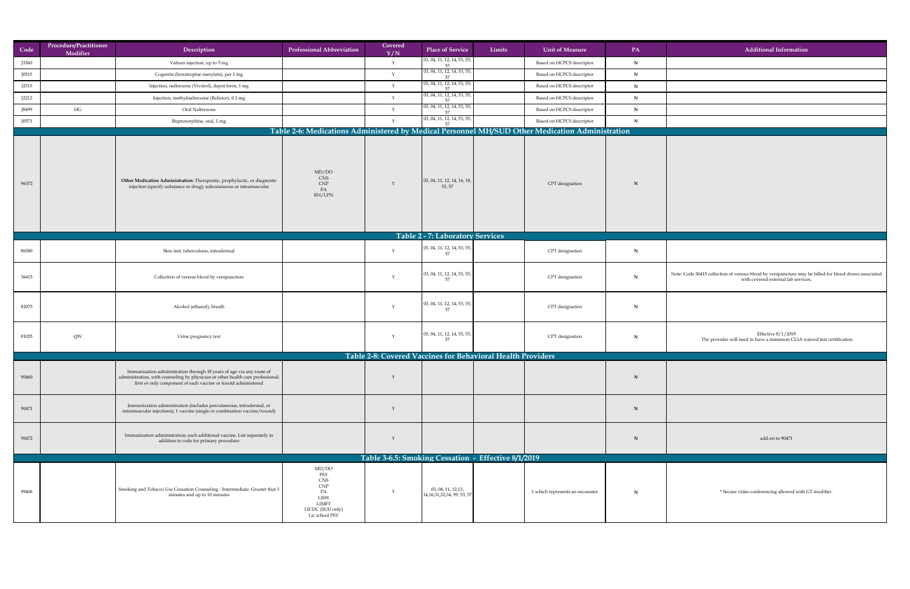| Code | Procedure/Practitioner Modifier | Description | Professional Abbreviation | Covered Y/N | Place of Service | Limits | Unit of Measure | PA | Additional Information |
|---|---|---|---|---|---|---|---|---|---|
| J3360 | | Valium injection, up to 5 mg | | Y | 03, 04, 11, 12, 14, 53, 55, 57 | | Based on HCPCS descriptor | N | |
| J0515 | | Cogentin (benztropine mesylate), per 1 mg | | Y | 03, 04, 11, 12, 14, 53, 55, 57 | | Based on HCPCS descriptor | N | |
| J2315 | | Injection, naltrexone (Vivitrol), depot form, 1 mg | | Y | 03, 04, 11, 12, 14, 53, 55, 57 | | Based on HCPCS descriptor | N | |
| J2212 | | Injection, methylnaltrexone (Relistor), 0.1 mg | | Y | 03, 04, 11, 12, 14, 53, 55, 57 | | Based on HCPCS descriptor | N | |
| J8499 | HG | Oral Naltrexone | | Y | 03, 04, 11, 12, 14, 53, 55, 57 | | Based on HCPCS descriptor | N | |
| J0571 | | Buprenorphine, oral, 1 mg | | Y | 03, 04, 11, 12, 14, 53, 55, 57 | | Based on HCPCS descriptor | N | |
| **Table 2-6: Medications Administered by Medical Personnel MH/SUD Other Medication Administration** | | | | | | | | | |
| 96372 | | **Other Medication Administration:** Therapeutic, prophylactic, or diagnostic injection (specify substance or drug); subcutaneous or intramuscular | MD/DO CNS CNP PA RN/LPN | Y | 03, 04, 11, 12, 14, 16, 18, 53, 57 | | CPT designation | N | |
| **Table 2 - 7: Laboratory Services** | | | | | | | | | |
| 86580 | | Skin test; tuberculosis, intradermal | | Y | 03, 04, 11, 12, 14, 53, 55, 57 | | CPT designation | N | |
| 36415 | | Collection of venous blood by venipuncture | | Y | 03, 04, 11, 12, 14, 53, 55, 57 | | CPT designation | N | Note: Code 36415 collection of venous blood by venipuncture may be billed for blood draws associated with covered external lab services. |
| 82075 | | Alcohol (ethanol), breath | | Y | 03, 04, 11, 12, 14, 53, 55, 57 | | CPT designation | N | |
| 81025 | QW | Urine pregnancy test | | Y | 03, 04, 11, 12, 14, 53, 55, 57 | | CPT designation | N | Effective 8/1/2019 The provider will need to have a minimum CLIA waived test certification |
| **Table 2-8: Covered Vaccines for Behavioral Health Providers** | | | | | | | | | |
| 90460 | | Immunization administration through 18 years of age via any route of administration, with counseling by physician or other health care professional; first or only component of each vaccine or toxoid administered | | Y | | | | N | |
| 90471 | | Immunization administration (includes percutaneous, intradermal, or intramuscular injections); 1 vaccine (single or combination vaccine/toxoid) | | Y | | | | N | |
| 90472 | | Immunization administration; each additional vaccine. List separately in addition to code for primary procedure | | Y | | | | N | add-on to 90471 |
| **Table 3-6.5: Smoking Cessation - Effective 8/1/2019** | | | | | | | | | |
| 99406 | | Smoking and Tobacco Use Cessation Counseling - Intermediate: Greater that 3 minutes and up to 10 minutes | MD/DO PSY CNS CNP PA LISW LIMFT LICDC (SUD only) Lic school PSY | Y | 03, 04, 11, 12,13, 14,16,31,32,34, 99, 53, 57 | | 1 which represents an encounter | N | * Secure video conferencing allowed with GT modifier. |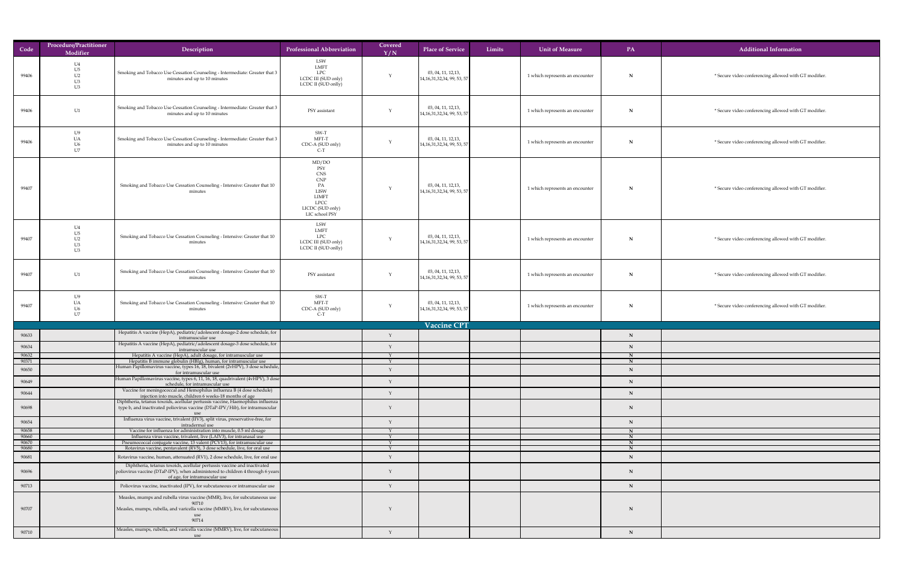| Code | Procedure/Practitioner Modifier | Description | Professional Abbreviation | Covered Y/N | Place of Service | Limits | Unit of Measure | PA | Additional Information |
|---|---|---|---|---|---|---|---|---|---|
| 99406 | U4<br>U5<br>U2<br>U3<br>U3 | Smoking and Tobacco Use Cessation Counseling - Intermediate: Greater that 3 minutes and up to 10 minutes | LSW<br>LMFT<br>LPC<br>LCDC III (SUD only)<br>LCDC II (SUD onlly) | Y | 03, 04, 11, 12,13, 14,16,31,32,34, 99, 53, 57 | | 1 which represents an encounter | N | * Secure video conferencing allowed with GT modifier. |
| 99406 | U1 | Smoking and Tobacco Use Cessation Counseling - Intermediate: Greater that 3 minutes and up to 10 minutes | PSY assistant | Y | 03, 04, 11, 12,13, 14,16,31,32,34, 99, 53, 57 | | 1 which represents an encounter | N | * Secure video conferencing allowed with GT modifier. |
| 99406 | U9<br>UA<br>U6<br>U7 | Smoking and Tobacco Use Cessation Counseling - Intermediate: Greater that 3 minutes and up to 10 minutes | SW-T<br>MFT-T<br>CDC-A (SUD only)<br>C-T | Y | 03, 04, 11, 12,13, 14,16,31,32,34, 99, 53, 57 | | 1 which represents an encounter | N | * Secure video conferencing allowed with GT modifier. |
| 99407 | | Smoking and Tobacco Use Cessation Counseling - Intensive: Greater that 10 minutes | MD/DO<br>PSY<br>CNS<br>CNP<br>PA<br>LISW<br>LIMFT<br>LPCC<br>LICDC (SUD only)<br>LIC school PSY | Y | 03, 04, 11, 12,13, 14,16,31,32,34, 99, 53, 57 | | 1 which represents an encounter | N | * Secure video conferencing allowed with GT modifier. |
| 99407 | U4<br>U5<br>U2<br>U3<br>U3 | Smoking and Tobacco Use Cessation Counseling - Intensive: Greater that 10 minutes | LSW<br>LMFT<br>LPC<br>LCDC III (SUD only)<br>LCDC II (SUD onlly) | Y | 03, 04, 11, 12,13, 14,16,31,32,34, 99, 53, 57 | | 1 which represents an encounter | N | * Secure video conferencing allowed with GT modifier. |
| 99407 | U1 | Smoking and Tobacco Use Cessation Counseling - Intensive: Greater that 10 minutes | PSY assistant | Y | 03, 04, 11, 12,13, 14,16,31,32,34, 99, 53, 57 | | 1 which represents an encounter | N | * Secure video conferencing allowed with GT modifier. |
| 99407 | U9<br>UA<br>U6<br>U7 | Smoking and Tobacco Use Cessation Counseling - Intensive: Greater that 10 minutes | SW-T<br>MFT-T<br>CDC-A (SUD only)<br>C-T | Y | 03, 04, 11, 12,13, 14,16,31,32,34, 99, 53, 57 | | 1 which represents an encounter | N | * Secure video conferencing allowed with GT modifier. |
| | | | | | **Vaccine CPT** | | | | |
| 90633 | | Hepatitis A vaccine (HepA), pediatric/adolescent dosage-2 dose schedule, for intramuscular use | | Y | | | | N | |
| 90634 | | Hepatitis A vaccine (HepA), pediatric/adolescent dosage-3 dose schedule, for intramuscular use | | Y | | | | N | |
| 90632 | | Hepatitis A vaccine (HepA), adult dosage, for intramuscular use | | Y | | | | N | |
| 90371 | | Hepatitis B immune globulin (HBIg), human, for intramuscular use | | Y | | | | N | |
| 90650 | | Human Papillomavirus vaccine, types 16, 18, bivalent (2vHPV), 3 dose schedule, for intramuscular use | | Y | | | | N | |
| 90649 | | Human Papillomavirus vaccine, types 6, 11, 16, 18, quadrivalent (4vHPV), 3 dose schedule, for intramuscular use | | Y | | | | N | |
| 90644 | | Vaccine for meningococcal and Hemophilus influenza B (4 dose schedule) injection into muscle, children 6 weeks-18 months of age | | Y | | | | N | |
| 90698 | | Diphtheria, tetanus toxoids, acellular pertussis vaccine, Haemophilus influenza type b, and inactivated poliovirus vaccine (DTaP-IPV/Hib), for intramuscular use | | Y | | | | N | |
| 90654 | | Influenza virus vaccine, trivalent (IIV3), split virus, preservative-free, for intradermal use | | Y | | | | N | |
| 90658 | | Vaccine for influenza for administration into muscle, 0.5 ml dosage | | Y | | | | N | |
| 90660 | | Influenza virus vaccine, trivalent, live (LAIV3), for intranasal use | | Y | | | | N | |
| 90670 | | Pneumococcal conjugate vaccine, 13 valent (PCV13), for intramuscular use | | Y | | | | N | |
| 90680 | | Rotavirus vaccine, pentavalent (RV5), 3 dose schedule, live, for oral use | | Y | | | | N | |
| 90681 | | Rotavirus vaccine, human, attenuated (RV1), 2 dose schedule, live, for oral use | | Y | | | | N | |
| 90696 | | Diphtheria, tetanus toxoids, acellular pertussis vaccine and inactivated poliovirus vaccine (DTaP-IPV), when administered to children 4 through 6 years of age, for intramuscular use | | Y | | | | N | |
| 90713 | | Poliovirus vaccine, inactivated (IPV), for subcutaneous or intramuscular use | | Y | | | | N | |
| 90707 | | Measles, mumps and rubella virus vaccine (MMR), live, for subcutaneous use 90710<br>Measles, mumps, rubella, and varicella vaccine (MMRV), live, for subcutaneous use 90714 | | Y | | | | N | |
| 90710 | | Measles, mumps, rubella, and varicella vaccine (MMRV), live, for subcutaneous use | | Y | | | | N | |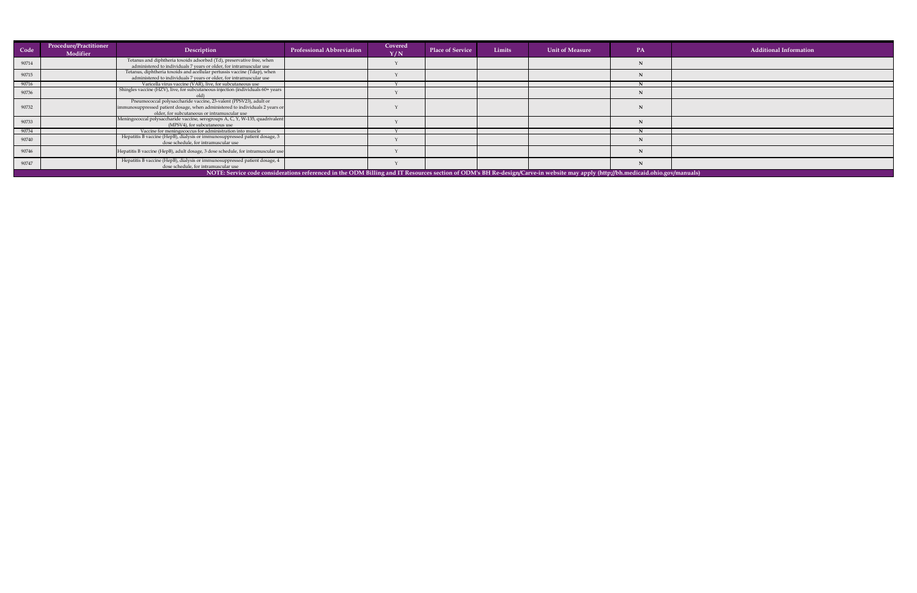| Code | Procedure/Practitioner Modifier | Description | Professional Abbreviation | Covered Y/N | Place of Service | Limits | Unit of Measure | PA | Additional Information |
|---|---|---|---|---|---|---|---|---|---|
| 90714 | | Tetanus and diphtheria toxoids adsorbed (Td), preservative free, when administered to individuals 7 years or older, for intramuscular use | | Y | | | | N | |
| 90715 | | Tetanus, diphtheria toxoids and acellular pertussis vaccine (Tdap), when administered to individuals 7 years or older, for intramuscular use | | Y | | | | N | |
| 90716 | | Varicella virus vaccine (VAR), live, for subcutaneous use | | Y | | | | N | |
| 90736 | | Shingles vaccine (HZV), live, for subcutaneous injection (individuals 60+ years old) | | Y | | | | N | |
| 90732 | | Pneumococcal polysaccharide vaccine, 23-valent (PPSV23), adult or immunosuppressed patient dosage, when administered to individuals 2 years or older, for subcutaneous or intramuscular use | | Y | | | | N | |
| 90733 | | Meningococcal polysaccharide vaccine, serogroups A, C, Y, W-135, quadrivalent (MPSV4), for subcutaneous use | | Y | | | | N | |
| 90734 | | Vaccine for meningococcus for administration into muscle | | Y | | | | N | |
| 90740 | | Hepatitis B vaccine (HepB), dialysis or immunosuppressed patient dosage, 3 dose schedule, for intramuscular use | | Y | | | | N | |
| 90746 | | Hepatitis B vaccine (HepB), adult dosage, 3 dose schedule, for intramuscular use | | Y | | | | N | |
| 90747 | | Hepatitis B vaccine (HepB), dialysis or immunosuppressed patient dosage, 4 dose schedule, for intramuscular use | | Y | | | | N | |

**NOTE: Service code considerations referenced in the ODM Billing and IT Resources section of ODM's BH Re-design/Carve-in website may apply (http://bh.medicaid.ohio.gov/manuals)**